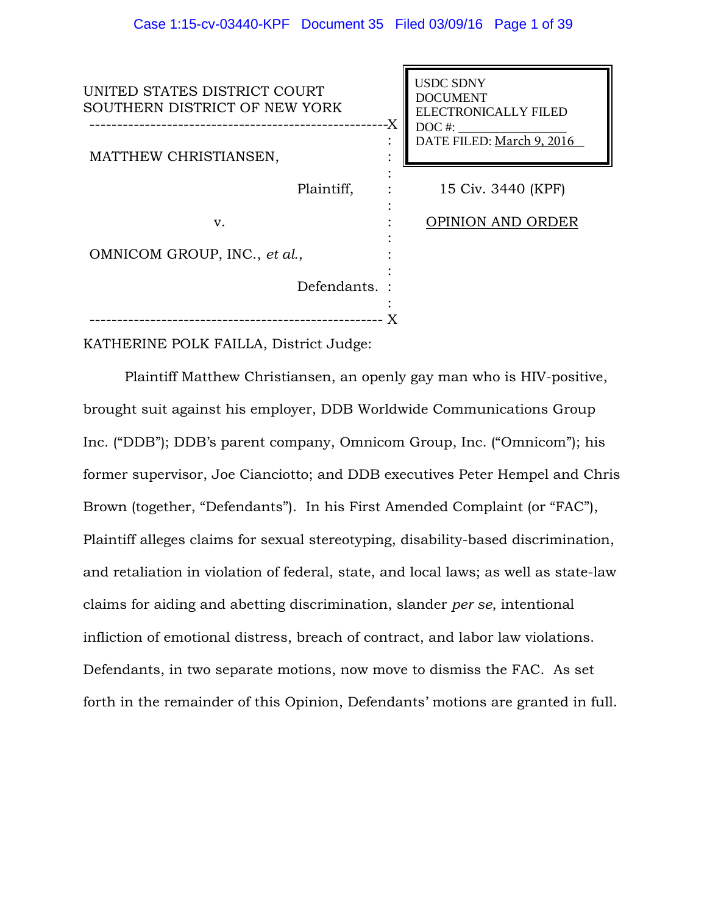UNITED STATES DISTRICT COURT
SOUTHERN DISTRICT OF NEW YORK

| | | |
|---|---|---|
| MATTHEW CHRISTIANSEN, Plaintiff, | | USDC SDNY DOCUMENT ELECTRONICALLY FILED DOC #: \_\_\_\_\_\_\_\_\_ DATE FILED: March 9, 2016 |
| v. | | 15 Civ. 3440 (KPF) |
| OMNICOM GROUP, INC., *et al.*, Defendants. | | OPINION AND ORDER |

KATHERINE POLK FAILLA, District Judge:

Plaintiff Matthew Christiansen, an openly gay man who is HIV-positive, brought suit against his employer, DDB Worldwide Communications Group Inc. ("DDB"); DDB's parent company, Omnicom Group, Inc. ("Omnicom"); his former supervisor, Joe Cianciotto; and DDB executives Peter Hempel and Chris Brown (together, "Defendants"). In his First Amended Complaint (or "FAC"), Plaintiff alleges claims for sexual stereotyping, disability-based discrimination, and retaliation in violation of federal, state, and local laws; as well as state-law claims for aiding and abetting discrimination, slander *per se*, intentional infliction of emotional distress, breach of contract, and labor law violations. Defendants, in two separate motions, now move to dismiss the FAC. As set forth in the remainder of this Opinion, Defendants' motions are granted in full.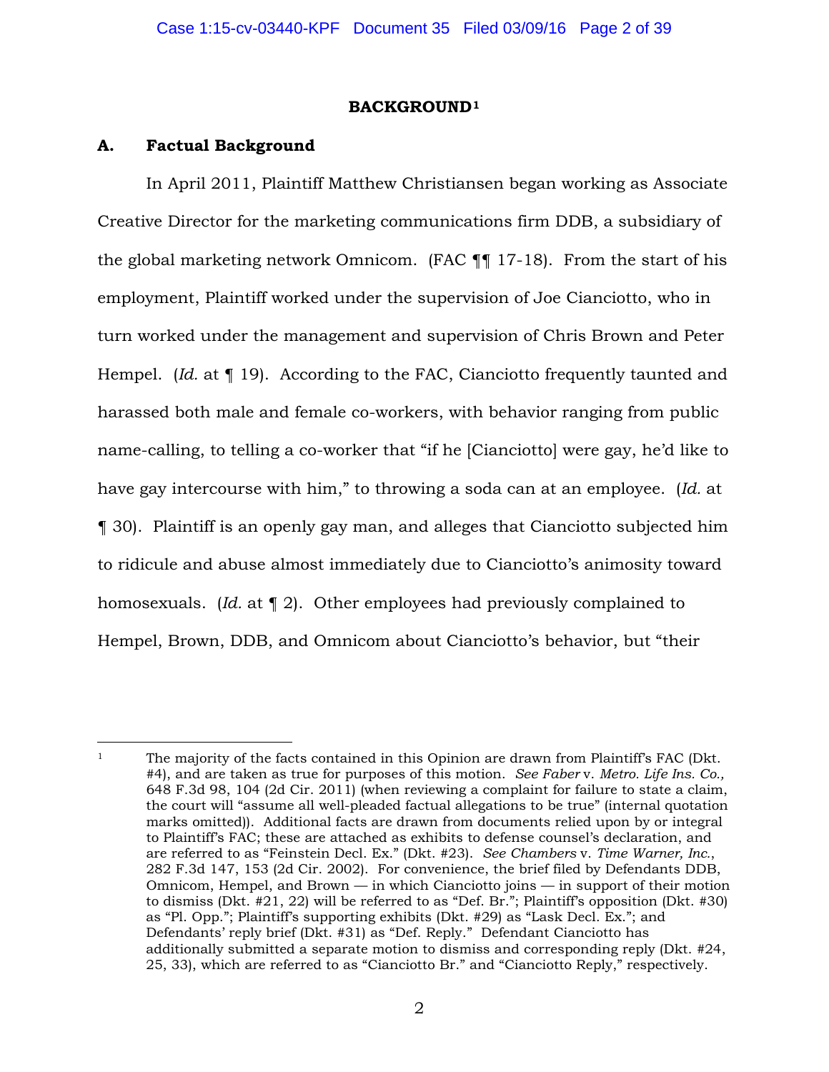## BACKGROUND[1]

### A. Factual Background

In April 2011, Plaintiff Matthew Christiansen began working as Associate Creative Director for the marketing communications firm DDB, a subsidiary of the global marketing network Omnicom. (FAC ¶¶ 17-18). From the start of his employment, Plaintiff worked under the supervision of Joe Cianciotto, who in turn worked under the management and supervision of Chris Brown and Peter Hempel. (*Id.* at ¶ 19). According to the FAC, Cianciotto frequently taunted and harassed both male and female co-workers, with behavior ranging from public name-calling, to telling a co-worker that "if he [Cianciotto] were gay, he'd like to have gay intercourse with him," to throwing a soda can at an employee. (*Id.* at ¶ 30). Plaintiff is an openly gay man, and alleges that Cianciotto subjected him to ridicule and abuse almost immediately due to Cianciotto's animosity toward homosexuals. (*Id.* at ¶ 2). Other employees had previously complained to Hempel, Brown, DDB, and Omnicom about Cianciotto's behavior, but "their

---

[1] The majority of the facts contained in this Opinion are drawn from Plaintiff's FAC (Dkt. #4), and are taken as true for purposes of this motion. *See Faber* v. *Metro. Life Ins. Co.,* 648 F.3d 98, 104 (2d Cir. 2011) (when reviewing a complaint for failure to state a claim, the court will "assume all well-pleaded factual allegations to be true" (internal quotation marks omitted)). Additional facts are drawn from documents relied upon by or integral to Plaintiff's FAC; these are attached as exhibits to defense counsel's declaration, and are referred to as "Feinstein Decl. Ex." (Dkt. #23). *See Chambers* v. *Time Warner, Inc.*, 282 F.3d 147, 153 (2d Cir. 2002). For convenience, the brief filed by Defendants DDB, Omnicom, Hempel, and Brown — in which Cianciotto joins — in support of their motion to dismiss (Dkt. #21, 22) will be referred to as "Def. Br."; Plaintiff's opposition (Dkt. #30) as "Pl. Opp."; Plaintiff's supporting exhibits (Dkt. #29) as "Lask Decl. Ex."; and Defendants' reply brief (Dkt. #31) as "Def. Reply." Defendant Cianciotto has additionally submitted a separate motion to dismiss and corresponding reply (Dkt. #24, 25, 33), which are referred to as "Cianciotto Br." and "Cianciotto Reply," respectively.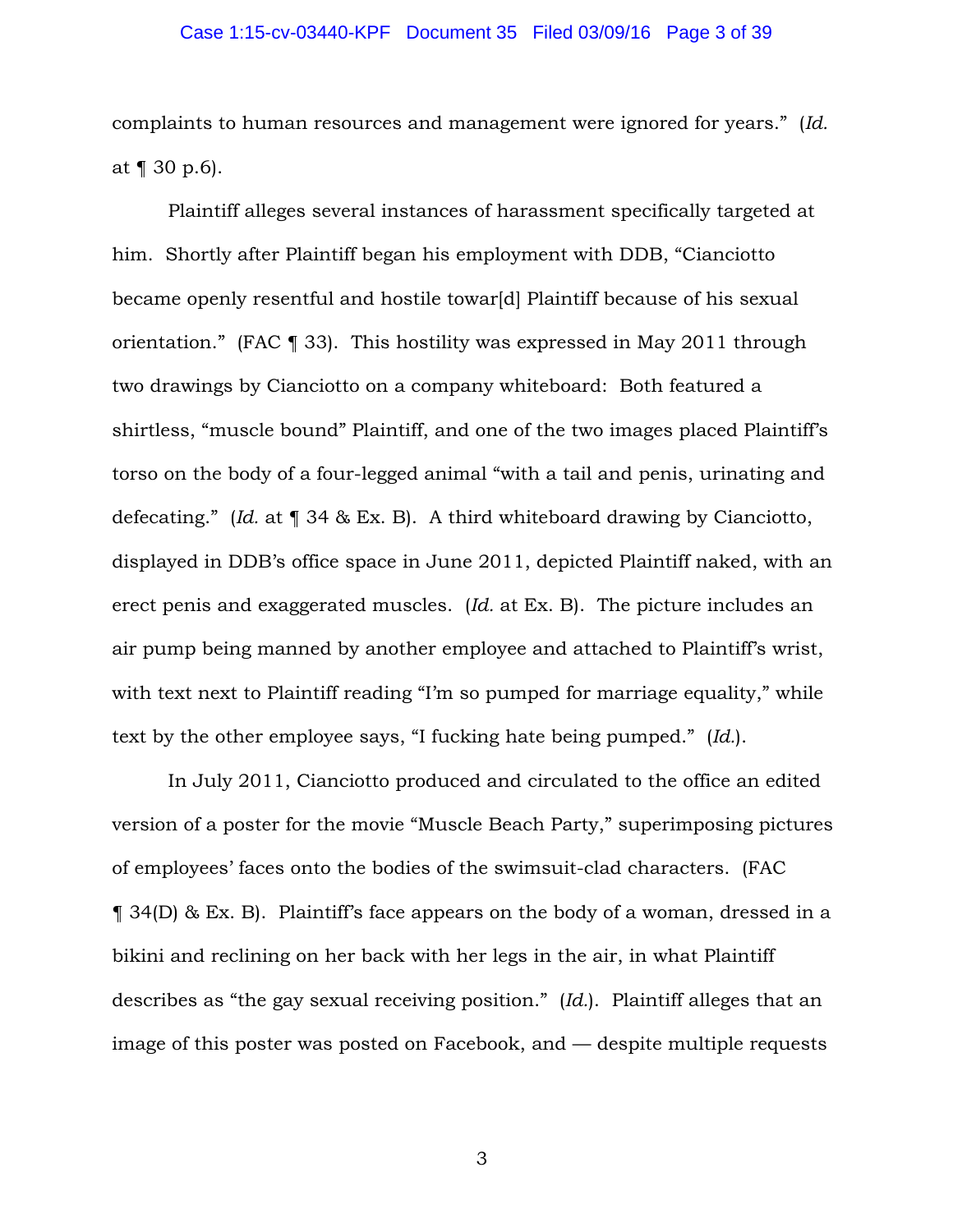complaints to human resources and management were ignored for years." (*Id.* at ¶ 30 p.6).

Plaintiff alleges several instances of harassment specifically targeted at him. Shortly after Plaintiff began his employment with DDB, "Cianciotto became openly resentful and hostile towar[d] Plaintiff because of his sexual orientation." (FAC ¶ 33). This hostility was expressed in May 2011 through two drawings by Cianciotto on a company whiteboard: Both featured a shirtless, "muscle bound" Plaintiff, and one of the two images placed Plaintiff's torso on the body of a four-legged animal "with a tail and penis, urinating and defecating." (*Id.* at ¶ 34 & Ex. B). A third whiteboard drawing by Cianciotto, displayed in DDB's office space in June 2011, depicted Plaintiff naked, with an erect penis and exaggerated muscles. (*Id.* at Ex. B). The picture includes an air pump being manned by another employee and attached to Plaintiff's wrist, with text next to Plaintiff reading "I'm so pumped for marriage equality," while text by the other employee says, "I fucking hate being pumped." (*Id.*).

In July 2011, Cianciotto produced and circulated to the office an edited version of a poster for the movie "Muscle Beach Party," superimposing pictures of employees' faces onto the bodies of the swimsuit-clad characters. (FAC ¶ 34(D) & Ex. B). Plaintiff's face appears on the body of a woman, dressed in a bikini and reclining on her back with her legs in the air, in what Plaintiff describes as "the gay sexual receiving position." (*Id.*). Plaintiff alleges that an image of this poster was posted on Facebook, and — despite multiple requests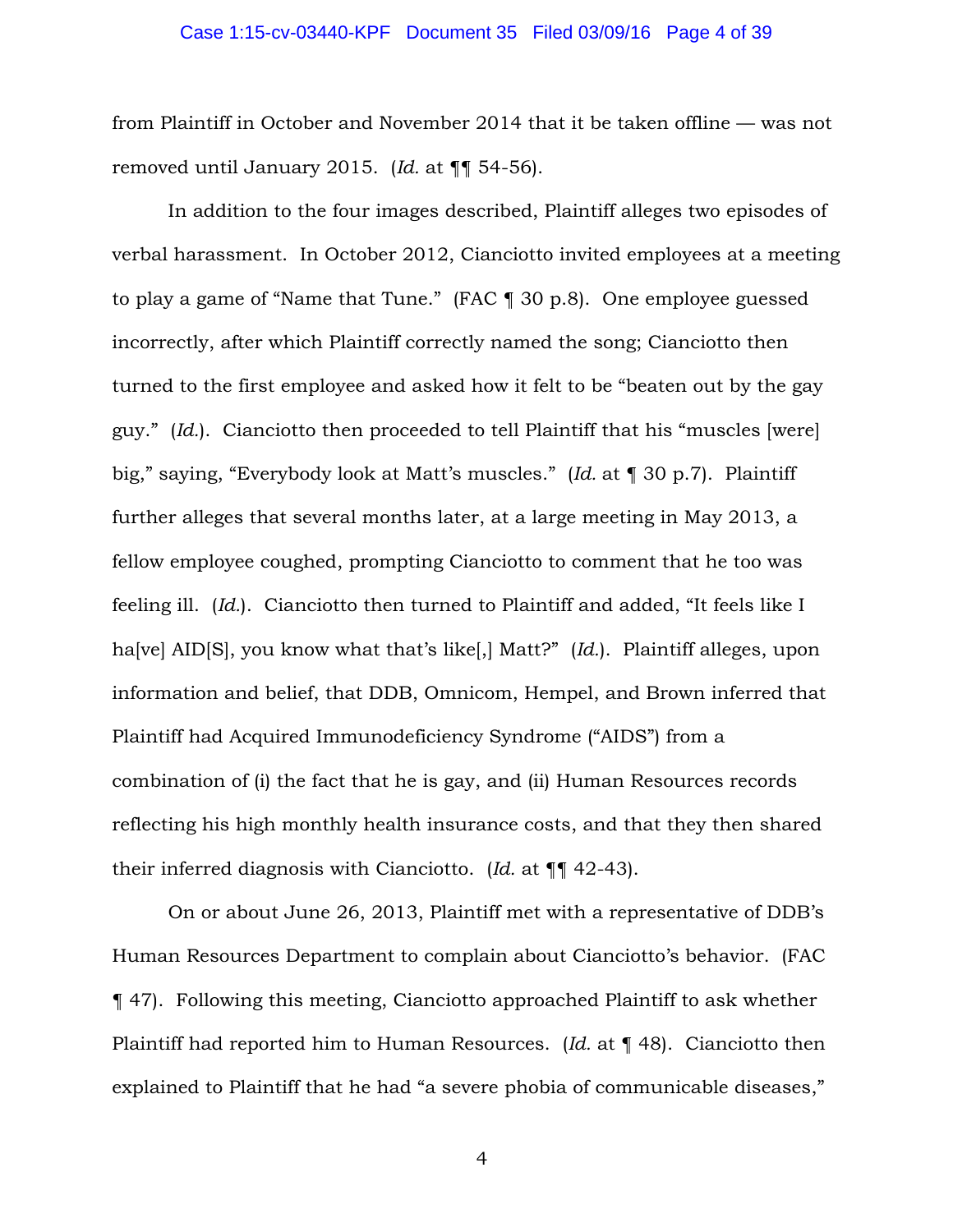from Plaintiff in October and November 2014 that it be taken offline — was not removed until January 2015. (*Id.* at ¶¶ 54-56).

In addition to the four images described, Plaintiff alleges two episodes of verbal harassment. In October 2012, Cianciotto invited employees at a meeting to play a game of "Name that Tune." (FAC ¶ 30 p.8). One employee guessed incorrectly, after which Plaintiff correctly named the song; Cianciotto then turned to the first employee and asked how it felt to be "beaten out by the gay guy." (*Id.*). Cianciotto then proceeded to tell Plaintiff that his "muscles [were] big," saying, "Everybody look at Matt's muscles." (*Id.* at ¶ 30 p.7). Plaintiff further alleges that several months later, at a large meeting in May 2013, a fellow employee coughed, prompting Cianciotto to comment that he too was feeling ill. (*Id.*). Cianciotto then turned to Plaintiff and added, "It feels like I ha[ve] AID[S], you know what that's like[,] Matt?" (*Id.*). Plaintiff alleges, upon information and belief, that DDB, Omnicom, Hempel, and Brown inferred that Plaintiff had Acquired Immunodeficiency Syndrome ("AIDS") from a combination of (i) the fact that he is gay, and (ii) Human Resources records reflecting his high monthly health insurance costs, and that they then shared their inferred diagnosis with Cianciotto. (*Id.* at ¶¶ 42-43).

On or about June 26, 2013, Plaintiff met with a representative of DDB's Human Resources Department to complain about Cianciotto's behavior. (FAC ¶ 47). Following this meeting, Cianciotto approached Plaintiff to ask whether Plaintiff had reported him to Human Resources. (*Id.* at ¶ 48). Cianciotto then explained to Plaintiff that he had "a severe phobia of communicable diseases,"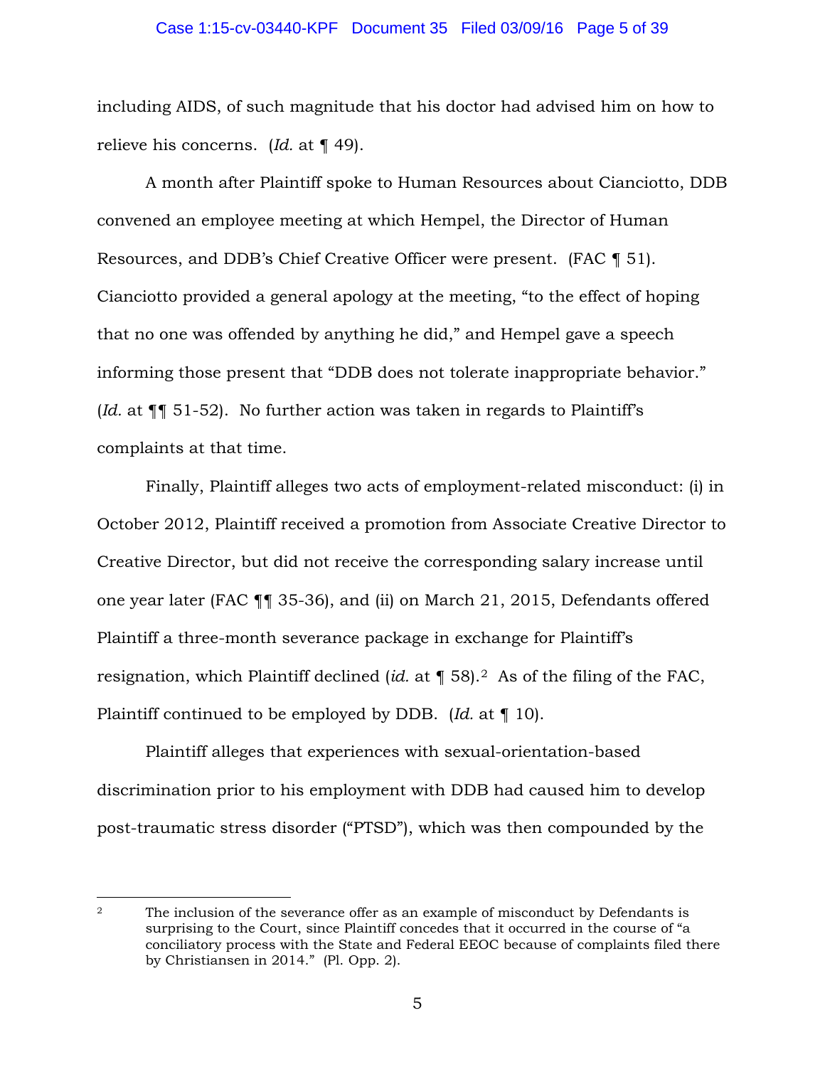including AIDS, of such magnitude that his doctor had advised him on how to relieve his concerns. (*Id.* at ¶ 49).

A month after Plaintiff spoke to Human Resources about Cianciotto, DDB convened an employee meeting at which Hempel, the Director of Human Resources, and DDB's Chief Creative Officer were present. (FAC ¶ 51). Cianciotto provided a general apology at the meeting, "to the effect of hoping that no one was offended by anything he did," and Hempel gave a speech informing those present that "DDB does not tolerate inappropriate behavior." (*Id.* at ¶¶ 51-52). No further action was taken in regards to Plaintiff's complaints at that time.

Finally, Plaintiff alleges two acts of employment-related misconduct: (i) in October 2012, Plaintiff received a promotion from Associate Creative Director to Creative Director, but did not receive the corresponding salary increase until one year later (FAC ¶¶ 35-36), and (ii) on March 21, 2015, Defendants offered Plaintiff a three-month severance package in exchange for Plaintiff's resignation, which Plaintiff declined (*id.* at ¶ 58).[2] As of the filing of the FAC, Plaintiff continued to be employed by DDB. (*Id.* at ¶ 10).

Plaintiff alleges that experiences with sexual-orientation-based discrimination prior to his employment with DDB had caused him to develop post-traumatic stress disorder ("PTSD"), which was then compounded by the

---

[2] The inclusion of the severance offer as an example of misconduct by Defendants is surprising to the Court, since Plaintiff concedes that it occurred in the course of "a conciliatory process with the State and Federal EEOC because of complaints filed there by Christiansen in 2014." (Pl. Opp. 2).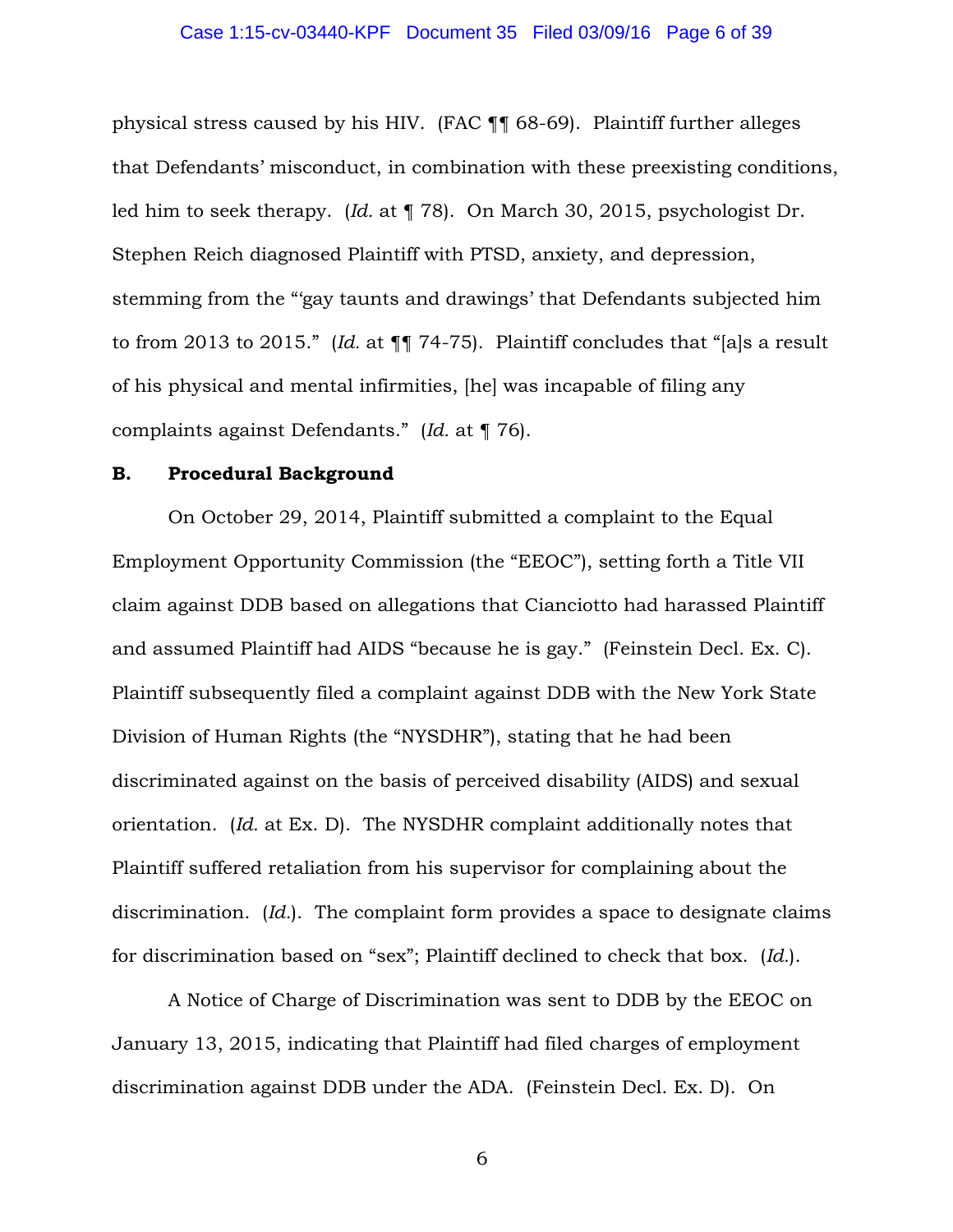physical stress caused by his HIV. (FAC ¶¶ 68-69). Plaintiff further alleges that Defendants' misconduct, in combination with these preexisting conditions, led him to seek therapy. (*Id.* at ¶ 78). On March 30, 2015, psychologist Dr. Stephen Reich diagnosed Plaintiff with PTSD, anxiety, and depression, stemming from the "'gay taunts and drawings' that Defendants subjected him to from 2013 to 2015." (*Id.* at ¶¶ 74-75). Plaintiff concludes that "[a]s a result of his physical and mental infirmities, [he] was incapable of filing any complaints against Defendants." (*Id.* at ¶ 76).

### B. Procedural Background

On October 29, 2014, Plaintiff submitted a complaint to the Equal Employment Opportunity Commission (the "EEOC"), setting forth a Title VII claim against DDB based on allegations that Cianciotto had harassed Plaintiff and assumed Plaintiff had AIDS "because he is gay." (Feinstein Decl. Ex. C). Plaintiff subsequently filed a complaint against DDB with the New York State Division of Human Rights (the "NYSDHR"), stating that he had been discriminated against on the basis of perceived disability (AIDS) and sexual orientation. (*Id.* at Ex. D). The NYSDHR complaint additionally notes that Plaintiff suffered retaliation from his supervisor for complaining about the discrimination. (*Id.*). The complaint form provides a space to designate claims for discrimination based on "sex"; Plaintiff declined to check that box. (*Id.*).

A Notice of Charge of Discrimination was sent to DDB by the EEOC on January 13, 2015, indicating that Plaintiff had filed charges of employment discrimination against DDB under the ADA. (Feinstein Decl. Ex. D). On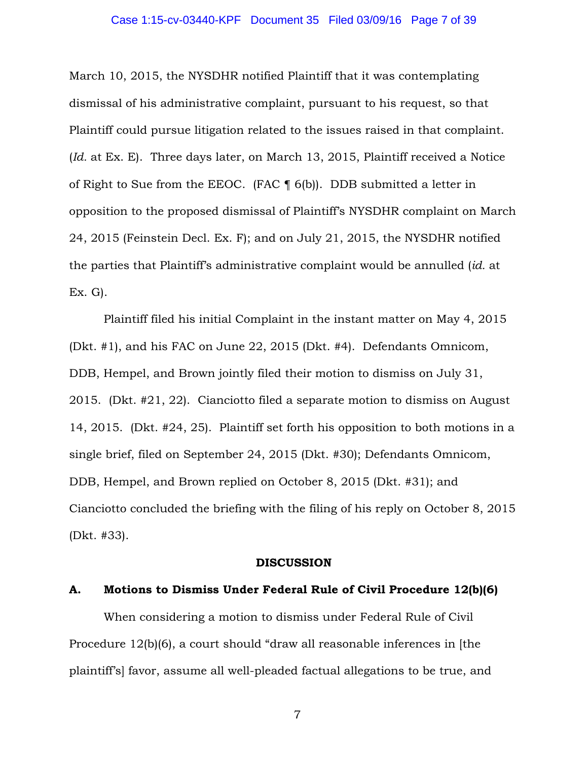March 10, 2015, the NYSDHR notified Plaintiff that it was contemplating dismissal of his administrative complaint, pursuant to his request, so that Plaintiff could pursue litigation related to the issues raised in that complaint. (*Id.* at Ex. E). Three days later, on March 13, 2015, Plaintiff received a Notice of Right to Sue from the EEOC. (FAC ¶ 6(b)). DDB submitted a letter in opposition to the proposed dismissal of Plaintiff's NYSDHR complaint on March 24, 2015 (Feinstein Decl. Ex. F); and on July 21, 2015, the NYSDHR notified the parties that Plaintiff's administrative complaint would be annulled (*id.* at Ex. G).

Plaintiff filed his initial Complaint in the instant matter on May 4, 2015 (Dkt. #1), and his FAC on June 22, 2015 (Dkt. #4). Defendants Omnicom, DDB, Hempel, and Brown jointly filed their motion to dismiss on July 31, 2015. (Dkt. #21, 22). Cianciotto filed a separate motion to dismiss on August 14, 2015. (Dkt. #24, 25). Plaintiff set forth his opposition to both motions in a single brief, filed on September 24, 2015 (Dkt. #30); Defendants Omnicom, DDB, Hempel, and Brown replied on October 8, 2015 (Dkt. #31); and Cianciotto concluded the briefing with the filing of his reply on October 8, 2015 (Dkt. #33).

## DISCUSSION

### A. Motions to Dismiss Under Federal Rule of Civil Procedure 12(b)(6)

When considering a motion to dismiss under Federal Rule of Civil Procedure 12(b)(6), a court should "draw all reasonable inferences in [the plaintiff's] favor, assume all well-pleaded factual allegations to be true, and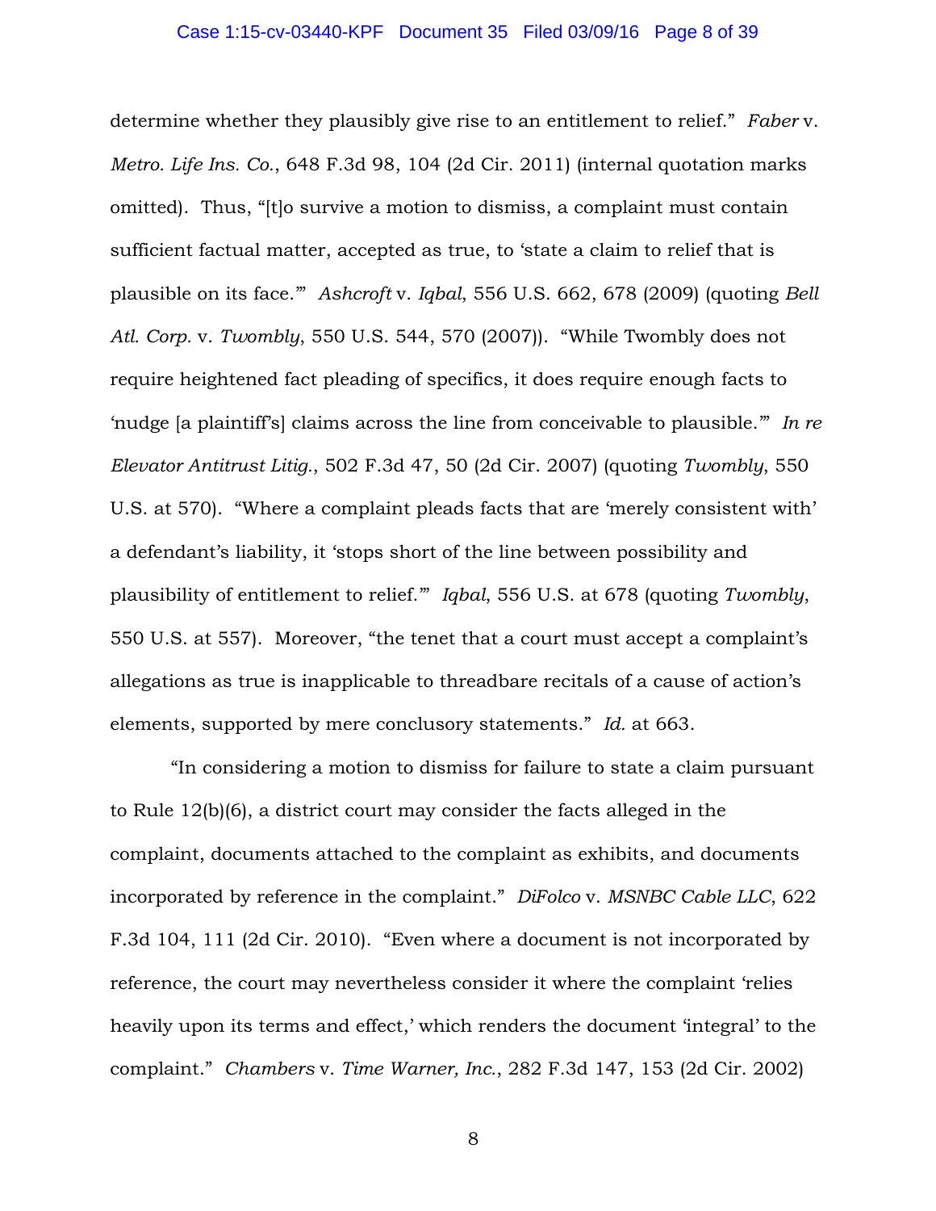determine whether they plausibly give rise to an entitlement to relief." *Faber* v. *Metro. Life Ins. Co.*, 648 F.3d 98, 104 (2d Cir. 2011) (internal quotation marks omitted). Thus, "[t]o survive a motion to dismiss, a complaint must contain sufficient factual matter, accepted as true, to 'state a claim to relief that is plausible on its face.'" *Ashcroft* v. *Iqbal*, 556 U.S. 662, 678 (2009) (quoting *Bell Atl. Corp.* v. *Twombly*, 550 U.S. 544, 570 (2007)). "While Twombly does not require heightened fact pleading of specifics, it does require enough facts to 'nudge [a plaintiff's] claims across the line from conceivable to plausible.'" *In re Elevator Antitrust Litig.*, 502 F.3d 47, 50 (2d Cir. 2007) (quoting *Twombly*, 550 U.S. at 570). "Where a complaint pleads facts that are 'merely consistent with' a defendant's liability, it 'stops short of the line between possibility and plausibility of entitlement to relief.'" *Iqbal*, 556 U.S. at 678 (quoting *Twombly*, 550 U.S. at 557). Moreover, "the tenet that a court must accept a complaint's allegations as true is inapplicable to threadbare recitals of a cause of action's elements, supported by mere conclusory statements." *Id.* at 663.

"In considering a motion to dismiss for failure to state a claim pursuant to Rule 12(b)(6), a district court may consider the facts alleged in the complaint, documents attached to the complaint as exhibits, and documents incorporated by reference in the complaint." *DiFolco* v. *MSNBC Cable LLC*, 622 F.3d 104, 111 (2d Cir. 2010). "Even where a document is not incorporated by reference, the court may nevertheless consider it where the complaint 'relies heavily upon its terms and effect,' which renders the document 'integral' to the complaint." *Chambers* v. *Time Warner, Inc.*, 282 F.3d 147, 153 (2d Cir. 2002)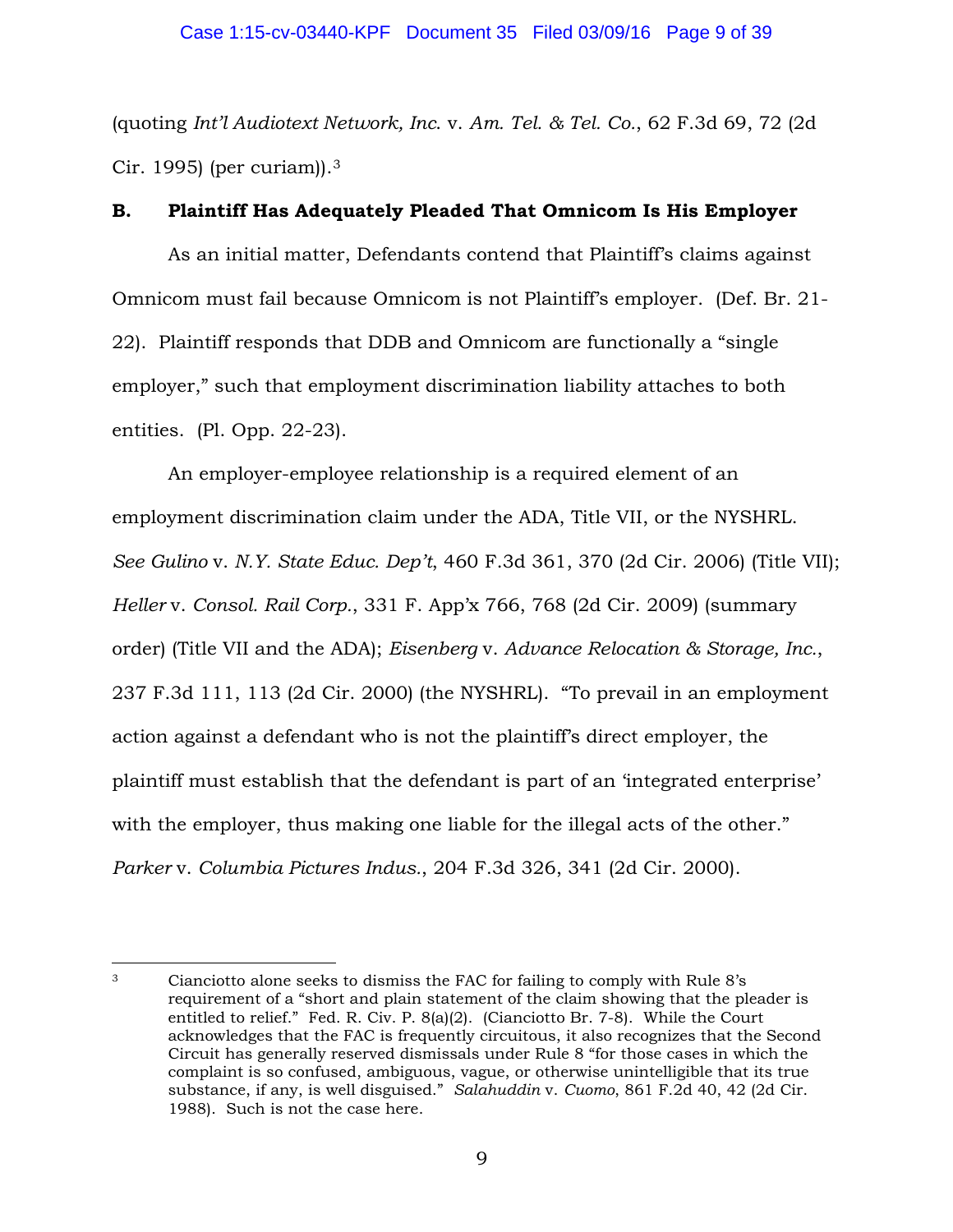(quoting *Int'l Audiotext Network, Inc.* v. *Am. Tel. & Tel. Co.*, 62 F.3d 69, 72 (2d Cir. 1995) (per curiam)).[3]

### B. Plaintiff Has Adequately Pleaded That Omnicom Is His Employer

As an initial matter, Defendants contend that Plaintiff's claims against Omnicom must fail because Omnicom is not Plaintiff's employer. (Def. Br. 21-22). Plaintiff responds that DDB and Omnicom are functionally a "single employer," such that employment discrimination liability attaches to both entities. (Pl. Opp. 22-23).

An employer-employee relationship is a required element of an employment discrimination claim under the ADA, Title VII, or the NYSHRL. *See Gulino* v. *N.Y. State Educ. Dep't*, 460 F.3d 361, 370 (2d Cir. 2006) (Title VII); *Heller* v. *Consol. Rail Corp.*, 331 F. App'x 766, 768 (2d Cir. 2009) (summary order) (Title VII and the ADA); *Eisenberg* v. *Advance Relocation & Storage, Inc.*, 237 F.3d 111, 113 (2d Cir. 2000) (the NYSHRL). "To prevail in an employment action against a defendant who is not the plaintiff's direct employer, the plaintiff must establish that the defendant is part of an 'integrated enterprise' with the employer, thus making one liable for the illegal acts of the other." *Parker* v. *Columbia Pictures Indus.*, 204 F.3d 326, 341 (2d Cir. 2000).

---

[3] Cianciotto alone seeks to dismiss the FAC for failing to comply with Rule 8's requirement of a "short and plain statement of the claim showing that the pleader is entitled to relief." Fed. R. Civ. P. 8(a)(2). (Cianciotto Br. 7-8). While the Court acknowledges that the FAC is frequently circuitous, it also recognizes that the Second Circuit has generally reserved dismissals under Rule 8 "for those cases in which the complaint is so confused, ambiguous, vague, or otherwise unintelligible that its true substance, if any, is well disguised." *Salahuddin* v. *Cuomo*, 861 F.2d 40, 42 (2d Cir. 1988). Such is not the case here.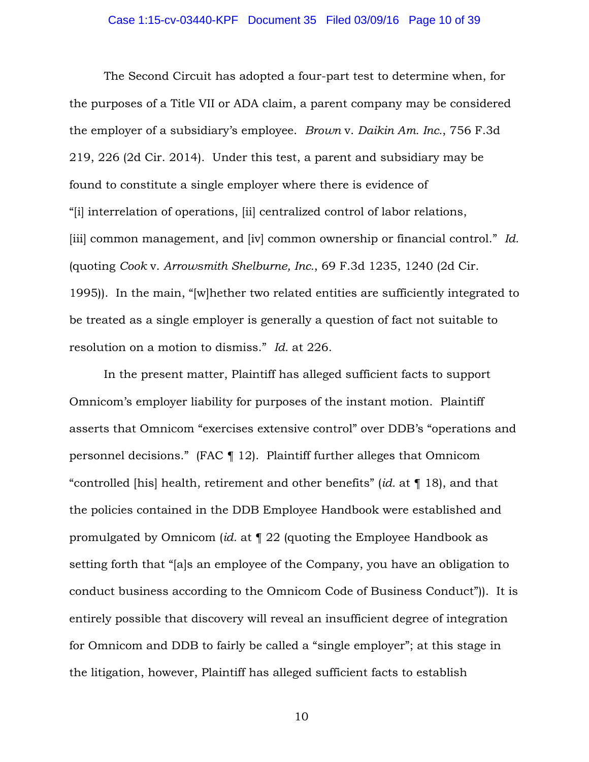The Second Circuit has adopted a four-part test to determine when, for the purposes of a Title VII or ADA claim, a parent company may be considered the employer of a subsidiary's employee. *Brown* v. *Daikin Am. Inc.*, 756 F.3d 219, 226 (2d Cir. 2014). Under this test, a parent and subsidiary may be found to constitute a single employer where there is evidence of "[i] interrelation of operations, [ii] centralized control of labor relations, [iii] common management, and [iv] common ownership or financial control." *Id.* (quoting *Cook* v. *Arrowsmith Shelburne, Inc.*, 69 F.3d 1235, 1240 (2d Cir. 1995)). In the main, "[w]hether two related entities are sufficiently integrated to be treated as a single employer is generally a question of fact not suitable to resolution on a motion to dismiss." *Id.* at 226.

In the present matter, Plaintiff has alleged sufficient facts to support Omnicom's employer liability for purposes of the instant motion. Plaintiff asserts that Omnicom "exercises extensive control" over DDB's "operations and personnel decisions." (FAC ¶ 12). Plaintiff further alleges that Omnicom "controlled [his] health, retirement and other benefits" (*id.* at ¶ 18), and that the policies contained in the DDB Employee Handbook were established and promulgated by Omnicom (*id.* at ¶ 22 (quoting the Employee Handbook as setting forth that "[a]s an employee of the Company, you have an obligation to conduct business according to the Omnicom Code of Business Conduct")). It is entirely possible that discovery will reveal an insufficient degree of integration for Omnicom and DDB to fairly be called a "single employer"; at this stage in the litigation, however, Plaintiff has alleged sufficient facts to establish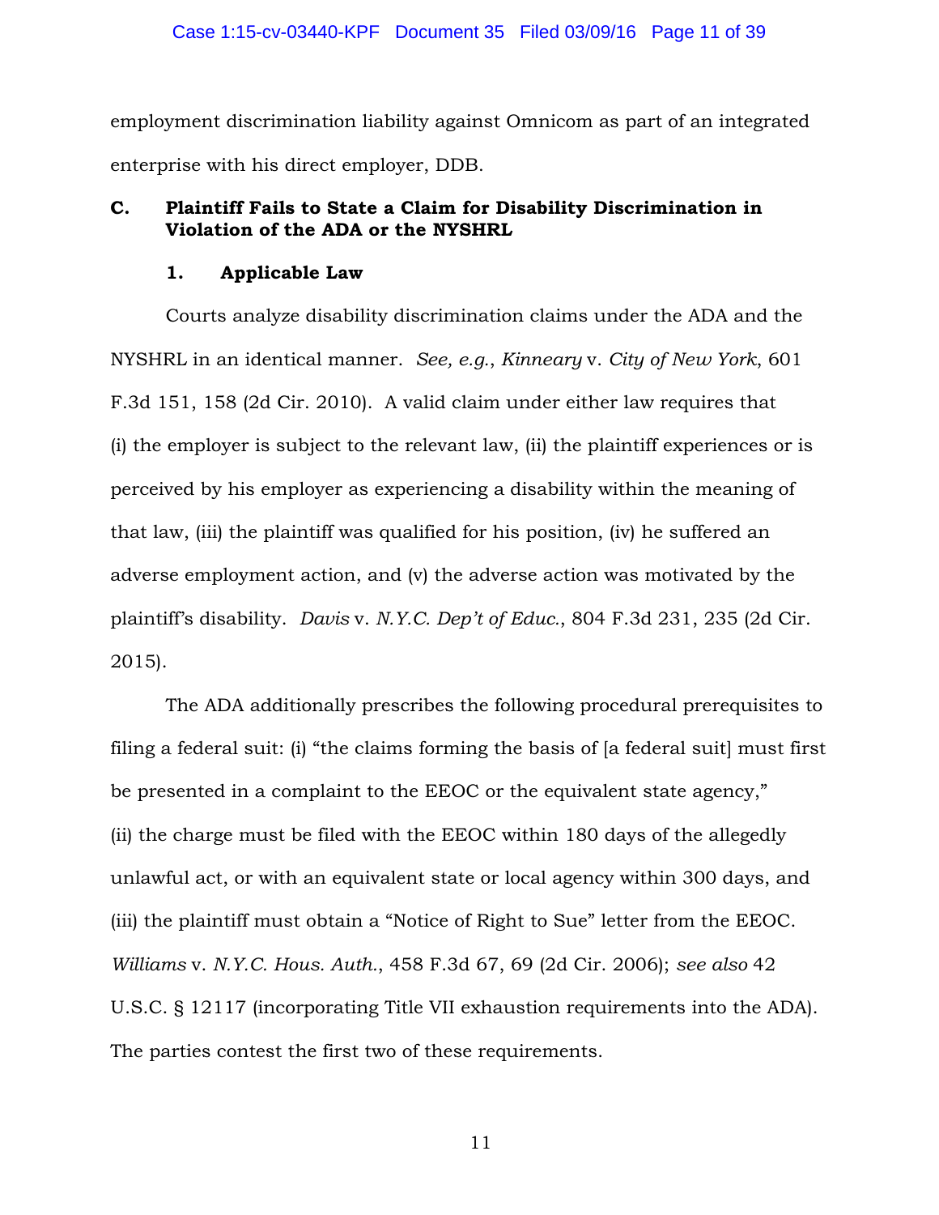employment discrimination liability against Omnicom as part of an integrated enterprise with his direct employer, DDB.

### C. Plaintiff Fails to State a Claim for Disability Discrimination in Violation of the ADA or the NYSHRL

#### 1. Applicable Law

Courts analyze disability discrimination claims under the ADA and the NYSHRL in an identical manner. *See, e.g.*, *Kinneary* v. *City of New York*, 601 F.3d 151, 158 (2d Cir. 2010). A valid claim under either law requires that (i) the employer is subject to the relevant law, (ii) the plaintiff experiences or is perceived by his employer as experiencing a disability within the meaning of that law, (iii) the plaintiff was qualified for his position, (iv) he suffered an adverse employment action, and (v) the adverse action was motivated by the plaintiff's disability. *Davis* v. *N.Y.C. Dep't of Educ.*, 804 F.3d 231, 235 (2d Cir. 2015).

The ADA additionally prescribes the following procedural prerequisites to filing a federal suit: (i) "the claims forming the basis of [a federal suit] must first be presented in a complaint to the EEOC or the equivalent state agency," (ii) the charge must be filed with the EEOC within 180 days of the allegedly unlawful act, or with an equivalent state or local agency within 300 days, and (iii) the plaintiff must obtain a "Notice of Right to Sue" letter from the EEOC. *Williams* v. *N.Y.C. Hous. Auth.*, 458 F.3d 67, 69 (2d Cir. 2006); *see also* 42 U.S.C. § 12117 (incorporating Title VII exhaustion requirements into the ADA). The parties contest the first two of these requirements.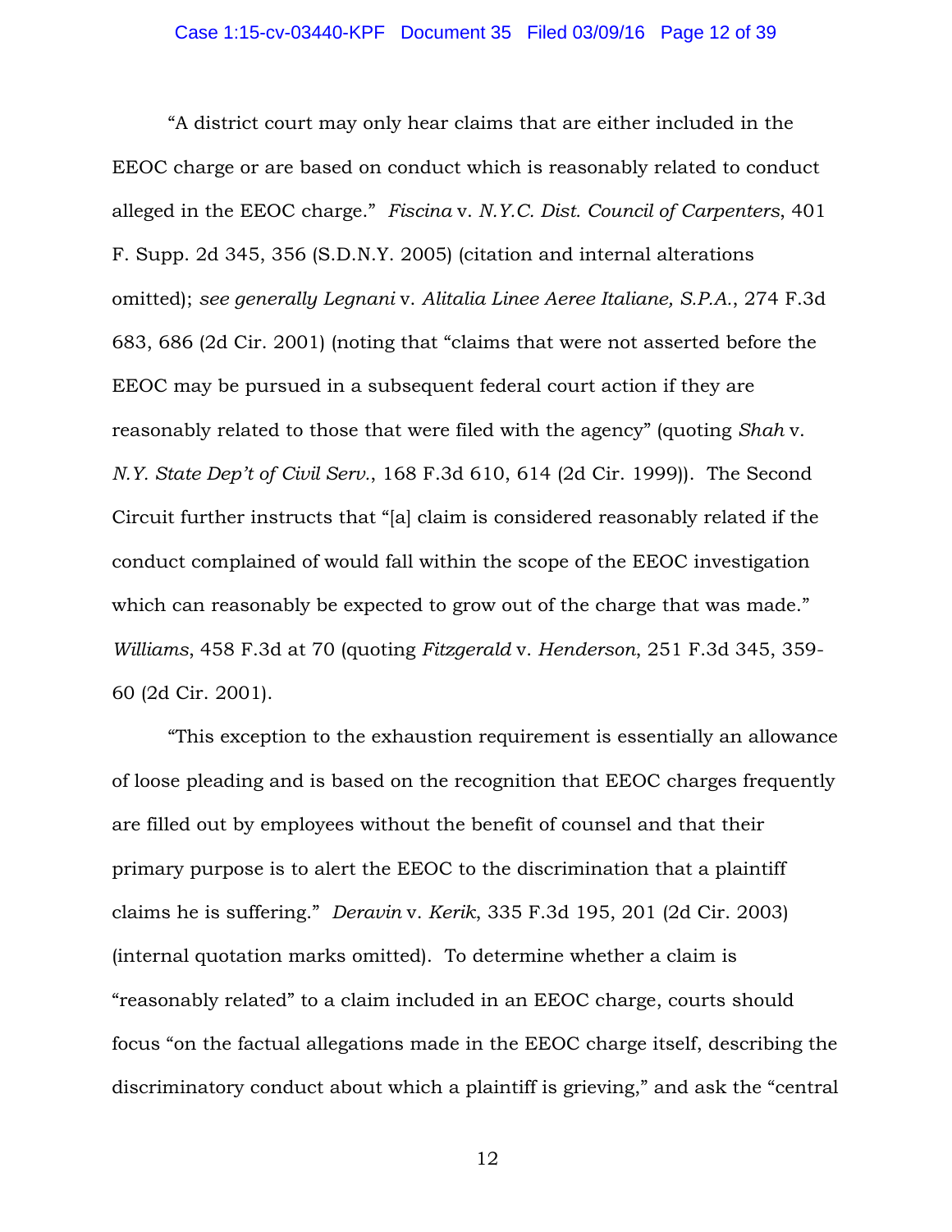"A district court may only hear claims that are either included in the EEOC charge or are based on conduct which is reasonably related to conduct alleged in the EEOC charge." *Fiscina* v. *N.Y.C. Dist. Council of Carpenters*, 401 F. Supp. 2d 345, 356 (S.D.N.Y. 2005) (citation and internal alterations omitted); *see generally Legnani* v. *Alitalia Linee Aeree Italiane, S.P.A.*, 274 F.3d 683, 686 (2d Cir. 2001) (noting that "claims that were not asserted before the EEOC may be pursued in a subsequent federal court action if they are reasonably related to those that were filed with the agency" (quoting *Shah* v. *N.Y. State Dep't of Civil Serv.*, 168 F.3d 610, 614 (2d Cir. 1999)). The Second Circuit further instructs that "[a] claim is considered reasonably related if the conduct complained of would fall within the scope of the EEOC investigation which can reasonably be expected to grow out of the charge that was made." *Williams*, 458 F.3d at 70 (quoting *Fitzgerald* v. *Henderson*, 251 F.3d 345, 359-60 (2d Cir. 2001).

"This exception to the exhaustion requirement is essentially an allowance of loose pleading and is based on the recognition that EEOC charges frequently are filled out by employees without the benefit of counsel and that their primary purpose is to alert the EEOC to the discrimination that a plaintiff claims he is suffering." *Deravin* v. *Kerik*, 335 F.3d 195, 201 (2d Cir. 2003) (internal quotation marks omitted). To determine whether a claim is "reasonably related" to a claim included in an EEOC charge, courts should focus "on the factual allegations made in the EEOC charge itself, describing the discriminatory conduct about which a plaintiff is grieving," and ask the "central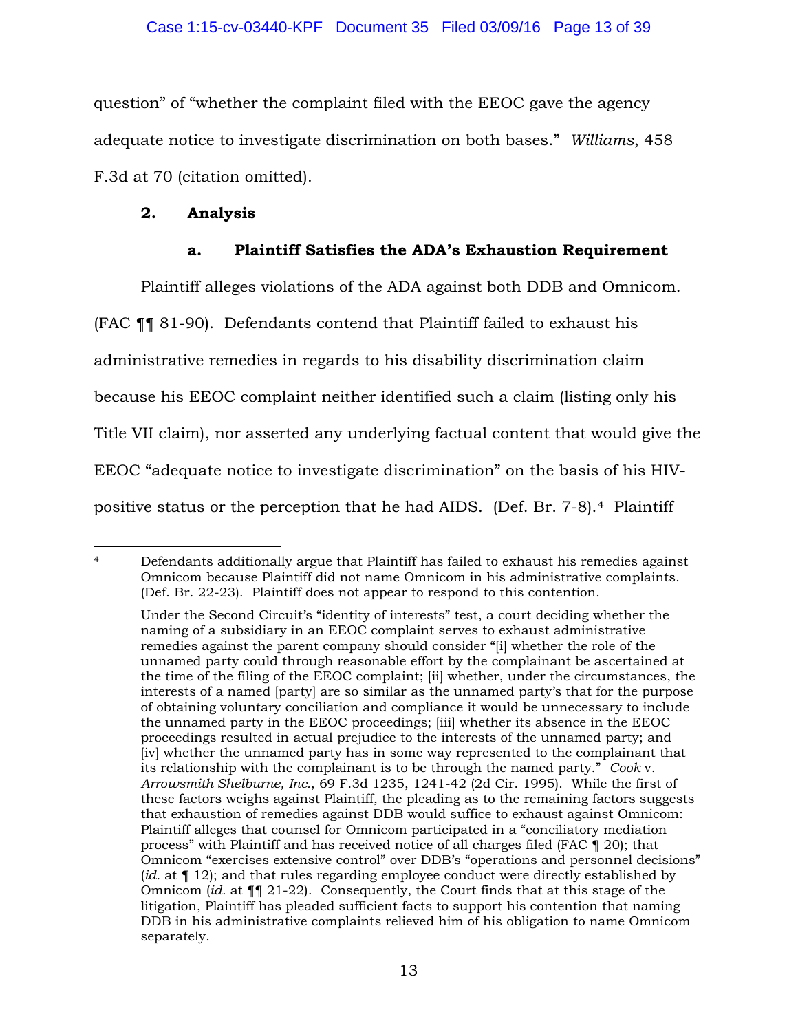question" of "whether the complaint filed with the EEOC gave the agency adequate notice to investigate discrimination on both bases." *Williams*, 458 F.3d at 70 (citation omitted).

### 2. Analysis

#### a. Plaintiff Satisfies the ADA's Exhaustion Requirement

Plaintiff alleges violations of the ADA against both DDB and Omnicom. (FAC ¶¶ 81-90). Defendants contend that Plaintiff failed to exhaust his administrative remedies in regards to his disability discrimination claim because his EEOC complaint neither identified such a claim (listing only his Title VII claim), nor asserted any underlying factual content that would give the EEOC "adequate notice to investigate discrimination" on the basis of his HIV-positive status or the perception that he had AIDS. (Def. Br. 7-8).[4] Plaintiff

---

[4] Defendants additionally argue that Plaintiff has failed to exhaust his remedies against Omnicom because Plaintiff did not name Omnicom in his administrative complaints. (Def. Br. 22-23). Plaintiff does not appear to respond to this contention.

Under the Second Circuit's "identity of interests" test, a court deciding whether the naming of a subsidiary in an EEOC complaint serves to exhaust administrative remedies against the parent company should consider "[i] whether the role of the unnamed party could through reasonable effort by the complainant be ascertained at the time of the filing of the EEOC complaint; [ii] whether, under the circumstances, the interests of a named [party] are so similar as the unnamed party's that for the purpose of obtaining voluntary conciliation and compliance it would be unnecessary to include the unnamed party in the EEOC proceedings; [iii] whether its absence in the EEOC proceedings resulted in actual prejudice to the interests of the unnamed party; and [iv] whether the unnamed party has in some way represented to the complainant that its relationship with the complainant is to be through the named party." *Cook* v. *Arrowsmith Shelburne, Inc.*, 69 F.3d 1235, 1241-42 (2d Cir. 1995). While the first of these factors weighs against Plaintiff, the pleading as to the remaining factors suggests that exhaustion of remedies against DDB would suffice to exhaust against Omnicom: Plaintiff alleges that counsel for Omnicom participated in a "conciliatory mediation process" with Plaintiff and has received notice of all charges filed (FAC ¶ 20); that Omnicom "exercises extensive control" over DDB's "operations and personnel decisions" (*id.* at ¶ 12); and that rules regarding employee conduct were directly established by Omnicom (*id.* at ¶¶ 21-22). Consequently, the Court finds that at this stage of the litigation, Plaintiff has pleaded sufficient facts to support his contention that naming DDB in his administrative complaints relieved him of his obligation to name Omnicom separately.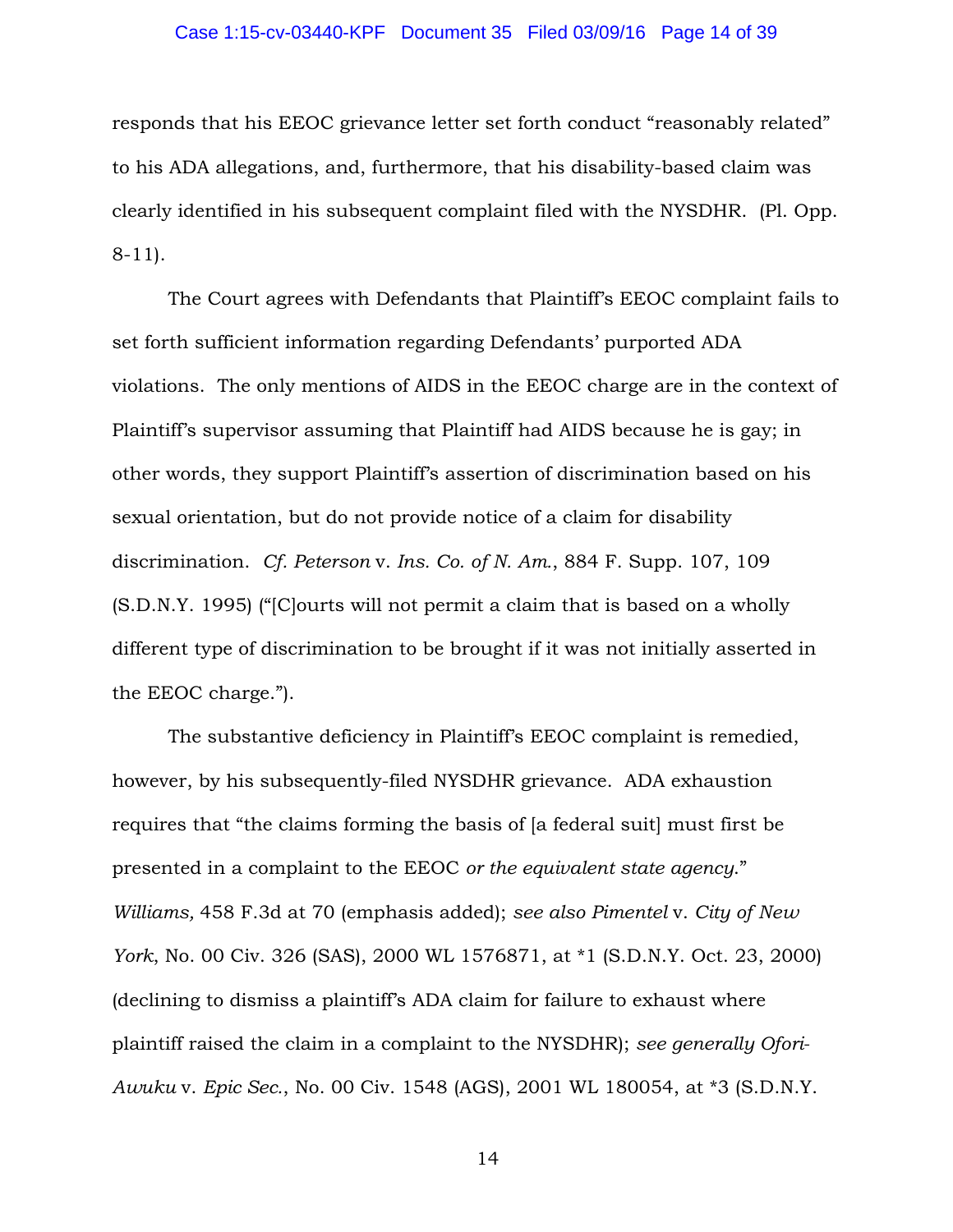responds that his EEOC grievance letter set forth conduct "reasonably related" to his ADA allegations, and, furthermore, that his disability-based claim was clearly identified in his subsequent complaint filed with the NYSDHR. (Pl. Opp. 8-11).

The Court agrees with Defendants that Plaintiff's EEOC complaint fails to set forth sufficient information regarding Defendants' purported ADA violations. The only mentions of AIDS in the EEOC charge are in the context of Plaintiff's supervisor assuming that Plaintiff had AIDS because he is gay; in other words, they support Plaintiff's assertion of discrimination based on his sexual orientation, but do not provide notice of a claim for disability discrimination. *Cf. Peterson* v. *Ins. Co. of N. Am.*, 884 F. Supp. 107, 109 (S.D.N.Y. 1995) ("[C]ourts will not permit a claim that is based on a wholly different type of discrimination to be brought if it was not initially asserted in the EEOC charge.").

The substantive deficiency in Plaintiff's EEOC complaint is remedied, however, by his subsequently-filed NYSDHR grievance. ADA exhaustion requires that "the claims forming the basis of [a federal suit] must first be presented in a complaint to the EEOC *or the equivalent state agency*." *Williams,* 458 F.3d at 70 (emphasis added); *see also Pimentel* v. *City of New York*, No. 00 Civ. 326 (SAS), 2000 WL 1576871, at *1 (S.D.N.Y. Oct. 23, 2000) (declining to dismiss a plaintiff's ADA claim for failure to exhaust where plaintiff raised the claim in a complaint to the NYSDHR); *see generally Ofori-Awuku* v. *Epic Sec.*, No. 00 Civ. 1548 (AGS), 2001 WL 180054, at *3 (S.D.N.Y.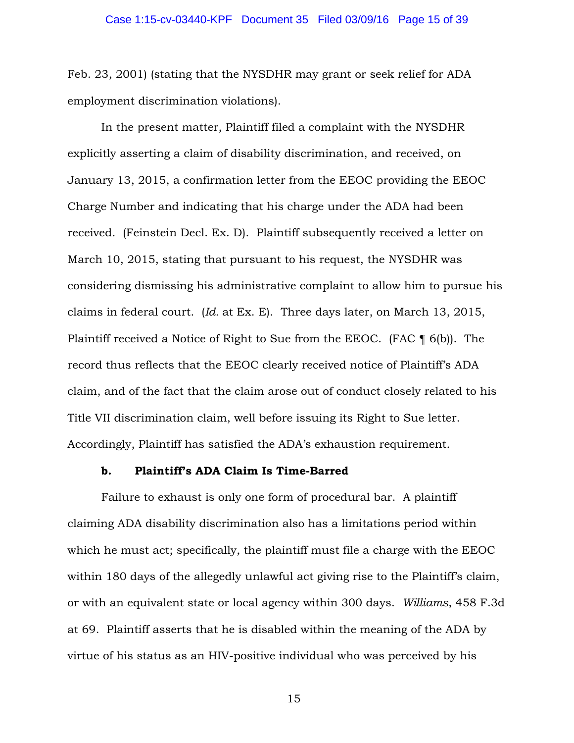Feb. 23, 2001) (stating that the NYSDHR may grant or seek relief for ADA employment discrimination violations).

In the present matter, Plaintiff filed a complaint with the NYSDHR explicitly asserting a claim of disability discrimination, and received, on January 13, 2015, a confirmation letter from the EEOC providing the EEOC Charge Number and indicating that his charge under the ADA had been received. (Feinstein Decl. Ex. D). Plaintiff subsequently received a letter on March 10, 2015, stating that pursuant to his request, the NYSDHR was considering dismissing his administrative complaint to allow him to pursue his claims in federal court. (*Id.* at Ex. E). Three days later, on March 13, 2015, Plaintiff received a Notice of Right to Sue from the EEOC. (FAC ¶ 6(b)). The record thus reflects that the EEOC clearly received notice of Plaintiff's ADA claim, and of the fact that the claim arose out of conduct closely related to his Title VII discrimination claim, well before issuing its Right to Sue letter. Accordingly, Plaintiff has satisfied the ADA's exhaustion requirement.

**b. Plaintiff's ADA Claim Is Time-Barred**

Failure to exhaust is only one form of procedural bar. A plaintiff claiming ADA disability discrimination also has a limitations period within which he must act; specifically, the plaintiff must file a charge with the EEOC within 180 days of the allegedly unlawful act giving rise to the Plaintiff's claim, or with an equivalent state or local agency within 300 days. *Williams*, 458 F.3d at 69. Plaintiff asserts that he is disabled within the meaning of the ADA by virtue of his status as an HIV-positive individual who was perceived by his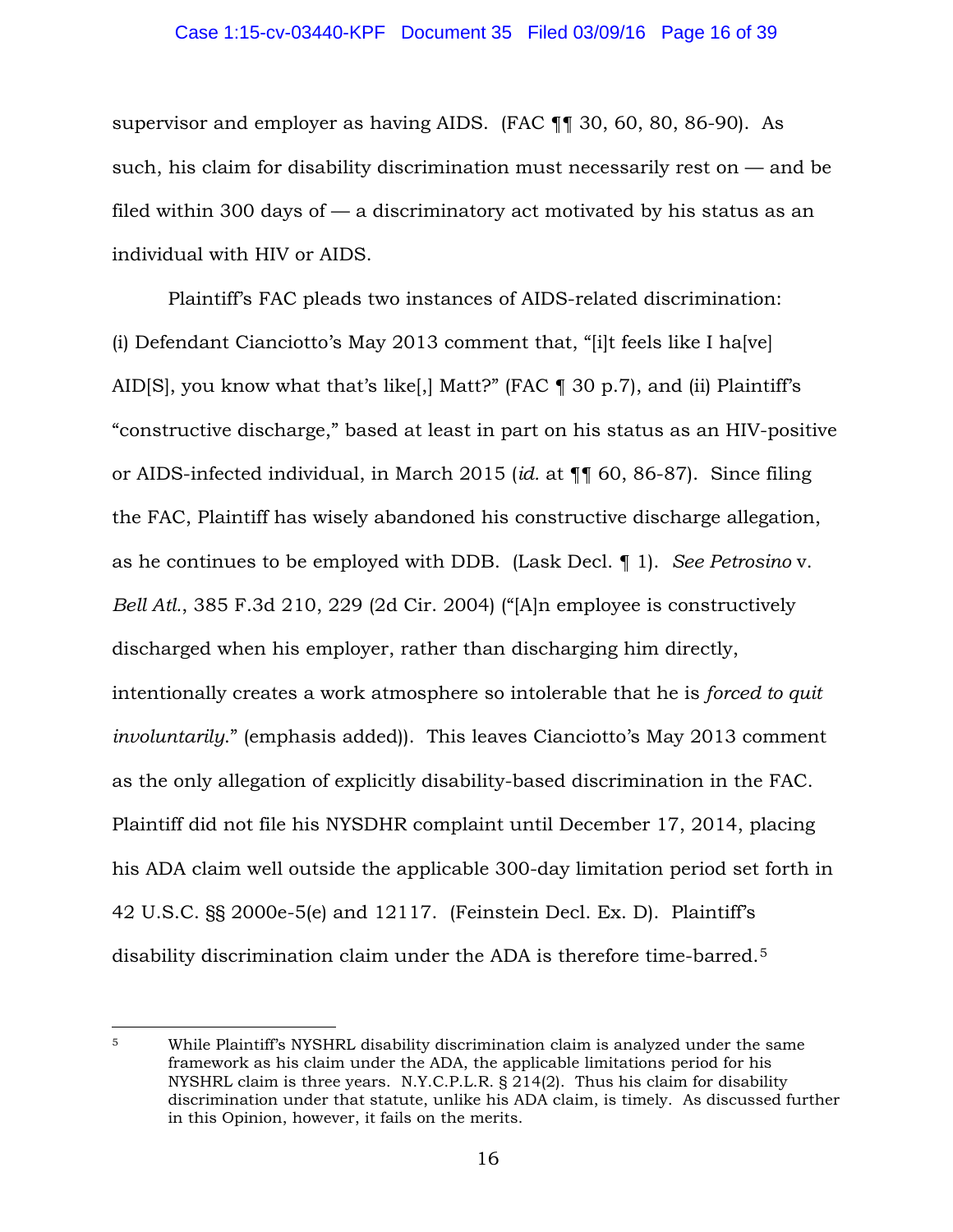supervisor and employer as having AIDS. (FAC ¶¶ 30, 60, 80, 86-90). As such, his claim for disability discrimination must necessarily rest on — and be filed within 300 days of — a discriminatory act motivated by his status as an individual with HIV or AIDS.

Plaintiff's FAC pleads two instances of AIDS-related discrimination: (i) Defendant Cianciotto's May 2013 comment that, "[i]t feels like I ha[ve] AID[S], you know what that's like[,] Matt?" (FAC ¶ 30 p.7), and (ii) Plaintiff's "constructive discharge," based at least in part on his status as an HIV-positive or AIDS-infected individual, in March 2015 (*id.* at ¶¶ 60, 86-87). Since filing the FAC, Plaintiff has wisely abandoned his constructive discharge allegation, as he continues to be employed with DDB. (Lask Decl. ¶ 1). *See Petrosino* v. *Bell Atl.*, 385 F.3d 210, 229 (2d Cir. 2004) ("[A]n employee is constructively discharged when his employer, rather than discharging him directly, intentionally creates a work atmosphere so intolerable that he is *forced to quit involuntarily*." (emphasis added)). This leaves Cianciotto's May 2013 comment as the only allegation of explicitly disability-based discrimination in the FAC. Plaintiff did not file his NYSDHR complaint until December 17, 2014, placing his ADA claim well outside the applicable 300-day limitation period set forth in 42 U.S.C. §§ 2000e-5(e) and 12117. (Feinstein Decl. Ex. D). Plaintiff's disability discrimination claim under the ADA is therefore time-barred.[5]

---

[5] While Plaintiff's NYSHRL disability discrimination claim is analyzed under the same framework as his claim under the ADA, the applicable limitations period for his NYSHRL claim is three years. N.Y.C.P.L.R. § 214(2). Thus his claim for disability discrimination under that statute, unlike his ADA claim, is timely. As discussed further in this Opinion, however, it fails on the merits.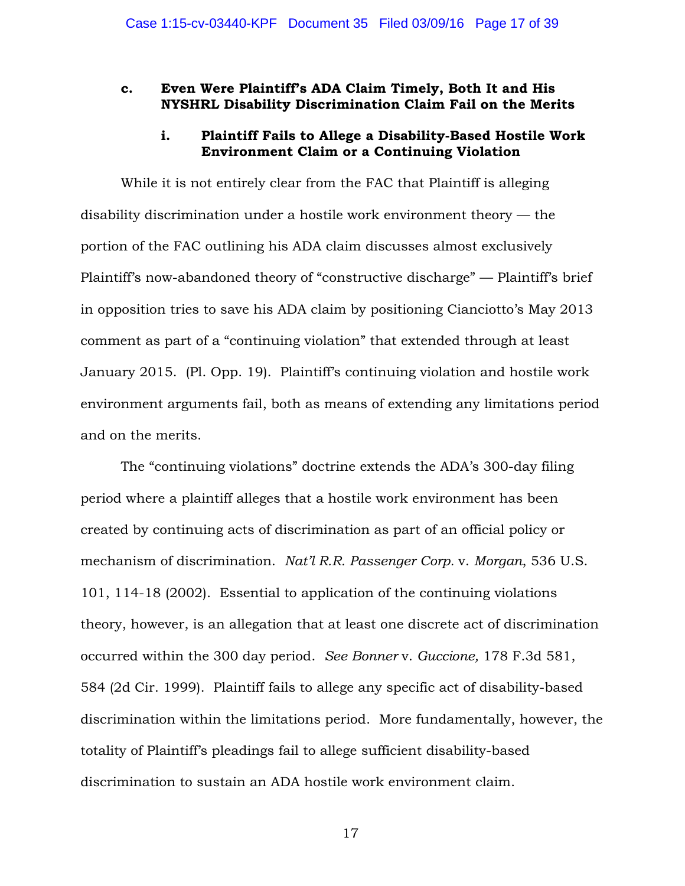### c. Even Were Plaintiff's ADA Claim Timely, Both It and His NYSHRL Disability Discrimination Claim Fail on the Merits

#### i. Plaintiff Fails to Allege a Disability-Based Hostile Work Environment Claim or a Continuing Violation

While it is not entirely clear from the FAC that Plaintiff is alleging disability discrimination under a hostile work environment theory — the portion of the FAC outlining his ADA claim discusses almost exclusively Plaintiff's now-abandoned theory of "constructive discharge" — Plaintiff's brief in opposition tries to save his ADA claim by positioning Cianciotto's May 2013 comment as part of a "continuing violation" that extended through at least January 2015. (Pl. Opp. 19). Plaintiff's continuing violation and hostile work environment arguments fail, both as means of extending any limitations period and on the merits.

The "continuing violations" doctrine extends the ADA's 300-day filing period where a plaintiff alleges that a hostile work environment has been created by continuing acts of discrimination as part of an official policy or mechanism of discrimination. *Nat'l R.R. Passenger Corp.* v. *Morgan*, 536 U.S. 101, 114-18 (2002). Essential to application of the continuing violations theory, however, is an allegation that at least one discrete act of discrimination occurred within the 300 day period. *See Bonner* v. *Guccione,* 178 F.3d 581, 584 (2d Cir. 1999). Plaintiff fails to allege any specific act of disability-based discrimination within the limitations period. More fundamentally, however, the totality of Plaintiff's pleadings fail to allege sufficient disability-based discrimination to sustain an ADA hostile work environment claim.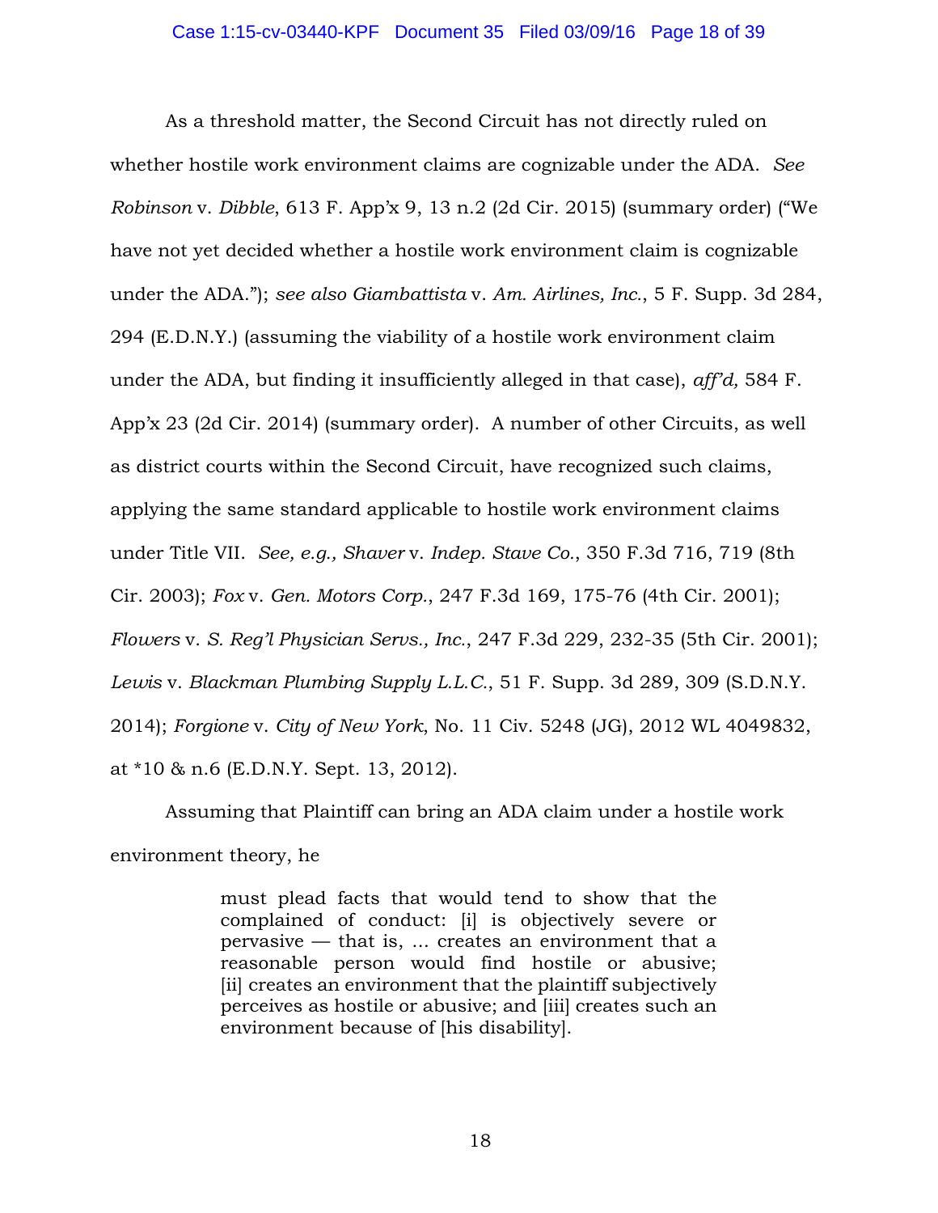As a threshold matter, the Second Circuit has not directly ruled on whether hostile work environment claims are cognizable under the ADA. *See Robinson* v. *Dibble*, 613 F. App'x 9, 13 n.2 (2d Cir. 2015) (summary order) ("We have not yet decided whether a hostile work environment claim is cognizable under the ADA."); *see also Giambattista* v. *Am. Airlines, Inc.*, 5 F. Supp. 3d 284, 294 (E.D.N.Y.) (assuming the viability of a hostile work environment claim under the ADA, but finding it insufficiently alleged in that case), *aff'd,* 584 F. App'x 23 (2d Cir. 2014) (summary order). A number of other Circuits, as well as district courts within the Second Circuit, have recognized such claims, applying the same standard applicable to hostile work environment claims under Title VII. *See, e.g., Shaver* v. *Indep. Stave Co.*, 350 F.3d 716, 719 (8th Cir. 2003); *Fox* v. *Gen. Motors Corp.*, 247 F.3d 169, 175-76 (4th Cir. 2001); *Flowers* v. *S. Reg'l Physician Servs., Inc.*, 247 F.3d 229, 232-35 (5th Cir. 2001); *Lewis* v. *Blackman Plumbing Supply L.L.C.*, 51 F. Supp. 3d 289, 309 (S.D.N.Y. 2014); *Forgione* v. *City of New York*, No. 11 Civ. 5248 (JG), 2012 WL 4049832, at *10 & n.6 (E.D.N.Y. Sept. 13, 2012).

Assuming that Plaintiff can bring an ADA claim under a hostile work environment theory, he

> must plead facts that would tend to show that the complained of conduct: [i] is objectively severe or pervasive — that is, ... creates an environment that a reasonable person would find hostile or abusive; [ii] creates an environment that the plaintiff subjectively perceives as hostile or abusive; and [iii] creates such an environment because of [his disability].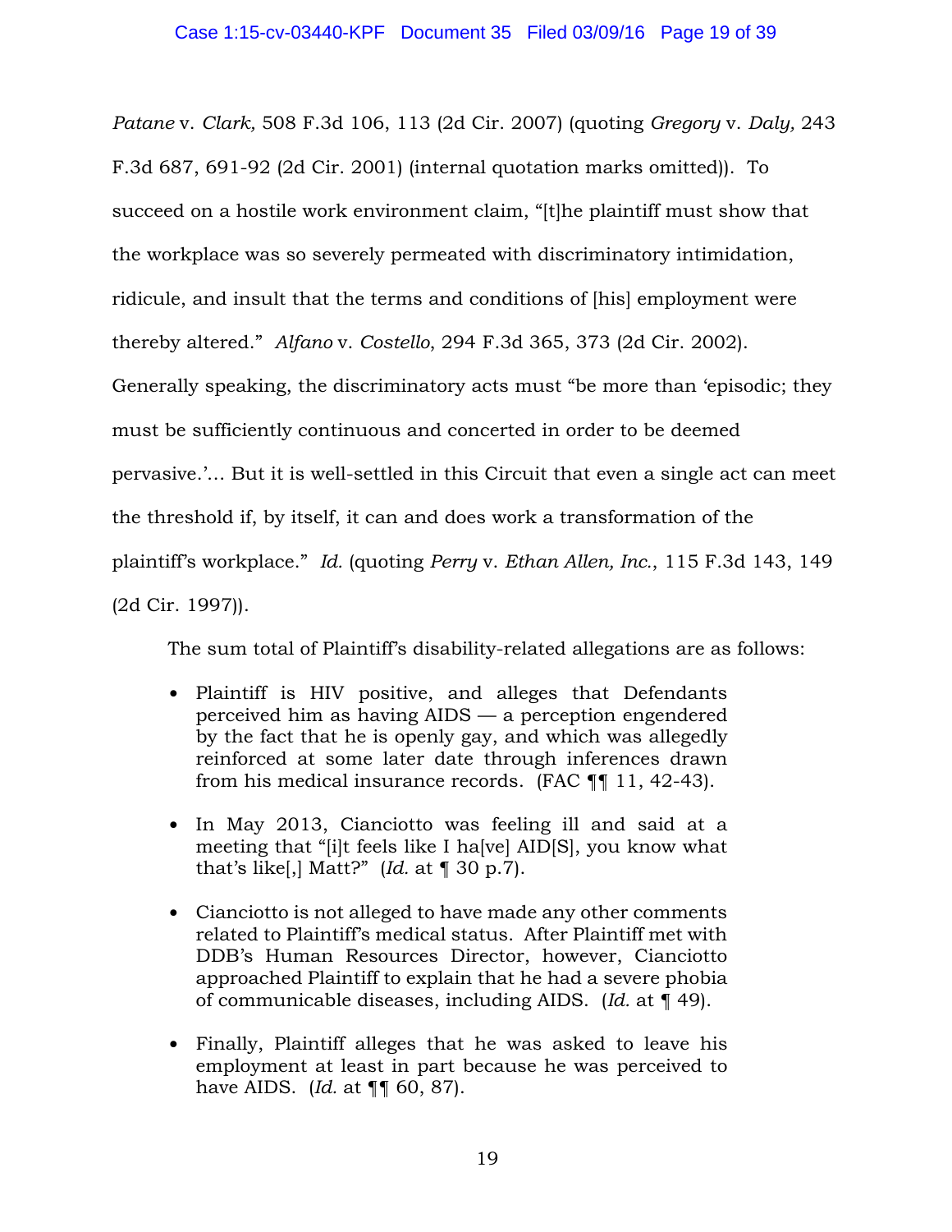*Patane* v. *Clark,* 508 F.3d 106, 113 (2d Cir. 2007) (quoting *Gregory* v. *Daly,* 243 F.3d 687, 691-92 (2d Cir. 2001) (internal quotation marks omitted)). To succeed on a hostile work environment claim, "[t]he plaintiff must show that the workplace was so severely permeated with discriminatory intimidation, ridicule, and insult that the terms and conditions of [his] employment were thereby altered." *Alfano* v. *Costello*, 294 F.3d 365, 373 (2d Cir. 2002). Generally speaking, the discriminatory acts must "be more than 'episodic; they must be sufficiently continuous and concerted in order to be deemed pervasive.'… But it is well-settled in this Circuit that even a single act can meet the threshold if, by itself, it can and does work a transformation of the plaintiff's workplace." *Id.* (quoting *Perry* v. *Ethan Allen, Inc.*, 115 F.3d 143, 149 (2d Cir. 1997)).

The sum total of Plaintiff's disability-related allegations are as follows:

- Plaintiff is HIV positive, and alleges that Defendants perceived him as having AIDS — a perception engendered by the fact that he is openly gay, and which was allegedly reinforced at some later date through inferences drawn from his medical insurance records. (FAC ¶¶ 11, 42-43).
- In May 2013, Cianciotto was feeling ill and said at a meeting that "[i]t feels like I ha[ve] AID[S], you know what that's like[,] Matt?" (*Id.* at ¶ 30 p.7).
- Cianciotto is not alleged to have made any other comments related to Plaintiff's medical status. After Plaintiff met with DDB's Human Resources Director, however, Cianciotto approached Plaintiff to explain that he had a severe phobia of communicable diseases, including AIDS. (*Id.* at ¶ 49).
- Finally, Plaintiff alleges that he was asked to leave his employment at least in part because he was perceived to have AIDS. (*Id.* at ¶¶ 60, 87).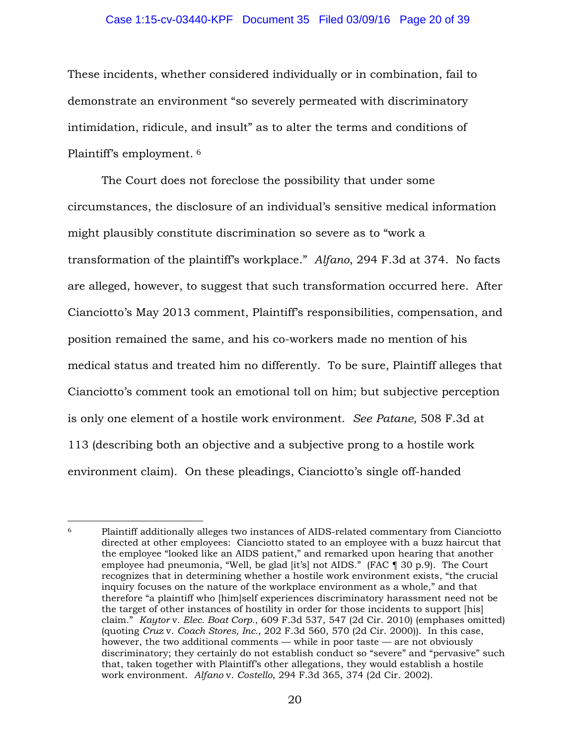These incidents, whether considered individually or in combination, fail to demonstrate an environment "so severely permeated with discriminatory intimidation, ridicule, and insult" as to alter the terms and conditions of Plaintiff's employment. [6]

The Court does not foreclose the possibility that under some circumstances, the disclosure of an individual's sensitive medical information might plausibly constitute discrimination so severe as to "work a transformation of the plaintiff's workplace." *Alfano*, 294 F.3d at 374. No facts are alleged, however, to suggest that such transformation occurred here. After Cianciotto's May 2013 comment, Plaintiff's responsibilities, compensation, and position remained the same, and his co-workers made no mention of his medical status and treated him no differently. To be sure, Plaintiff alleges that Cianciotto's comment took an emotional toll on him; but subjective perception is only one element of a hostile work environment. *See Patane,* 508 F.3d at 113 (describing both an objective and a subjective prong to a hostile work environment claim). On these pleadings, Cianciotto's single off-handed

---

[6] Plaintiff additionally alleges two instances of AIDS-related commentary from Cianciotto directed at other employees: Cianciotto stated to an employee with a buzz haircut that the employee "looked like an AIDS patient," and remarked upon hearing that another employee had pneumonia, "Well, be glad [it's] not AIDS." (FAC ¶ 30 p.9). The Court recognizes that in determining whether a hostile work environment exists, "the crucial inquiry focuses on the nature of the workplace environment as a whole," and that therefore "a plaintiff who [him]self experiences discriminatory harassment need not be the target of other instances of hostility in order for those incidents to support [his] claim." *Kaytor* v. *Elec. Boat Corp.*, 609 F.3d 537, 547 (2d Cir. 2010) (emphases omitted) (quoting *Cruz* v. *Coach Stores, Inc.*, 202 F.3d 560, 570 (2d Cir. 2000)). In this case, however, the two additional comments — while in poor taste — are not obviously discriminatory; they certainly do not establish conduct so "severe" and "pervasive" such that, taken together with Plaintiff's other allegations, they would establish a hostile work environment. *Alfano* v. *Costello*, 294 F.3d 365, 374 (2d Cir. 2002).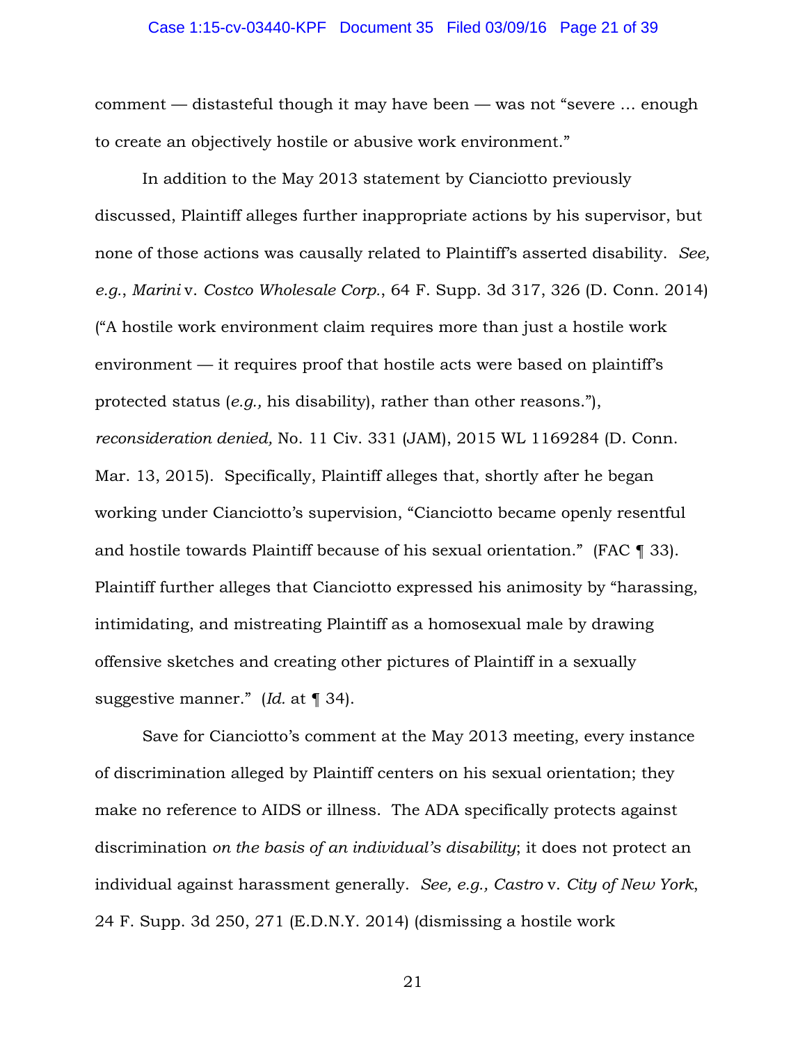comment — distasteful though it may have been — was not "severe … enough to create an objectively hostile or abusive work environment."

In addition to the May 2013 statement by Cianciotto previously discussed, Plaintiff alleges further inappropriate actions by his supervisor, but none of those actions was causally related to Plaintiff's asserted disability. *See, e.g.*, *Marini* v. *Costco Wholesale Corp.*, 64 F. Supp. 3d 317, 326 (D. Conn. 2014) ("A hostile work environment claim requires more than just a hostile work environment — it requires proof that hostile acts were based on plaintiff's protected status (*e.g.,* his disability), rather than other reasons."), *reconsideration denied,* No. 11 Civ. 331 (JAM), 2015 WL 1169284 (D. Conn. Mar. 13, 2015). Specifically, Plaintiff alleges that, shortly after he began working under Cianciotto's supervision, "Cianciotto became openly resentful and hostile towards Plaintiff because of his sexual orientation." (FAC ¶ 33). Plaintiff further alleges that Cianciotto expressed his animosity by "harassing, intimidating, and mistreating Plaintiff as a homosexual male by drawing offensive sketches and creating other pictures of Plaintiff in a sexually suggestive manner." (*Id.* at ¶ 34).

Save for Cianciotto's comment at the May 2013 meeting, every instance of discrimination alleged by Plaintiff centers on his sexual orientation; they make no reference to AIDS or illness. The ADA specifically protects against discrimination *on the basis of an individual's disability*; it does not protect an individual against harassment generally. *See, e.g., Castro* v. *City of New York*, 24 F. Supp. 3d 250, 271 (E.D.N.Y. 2014) (dismissing a hostile work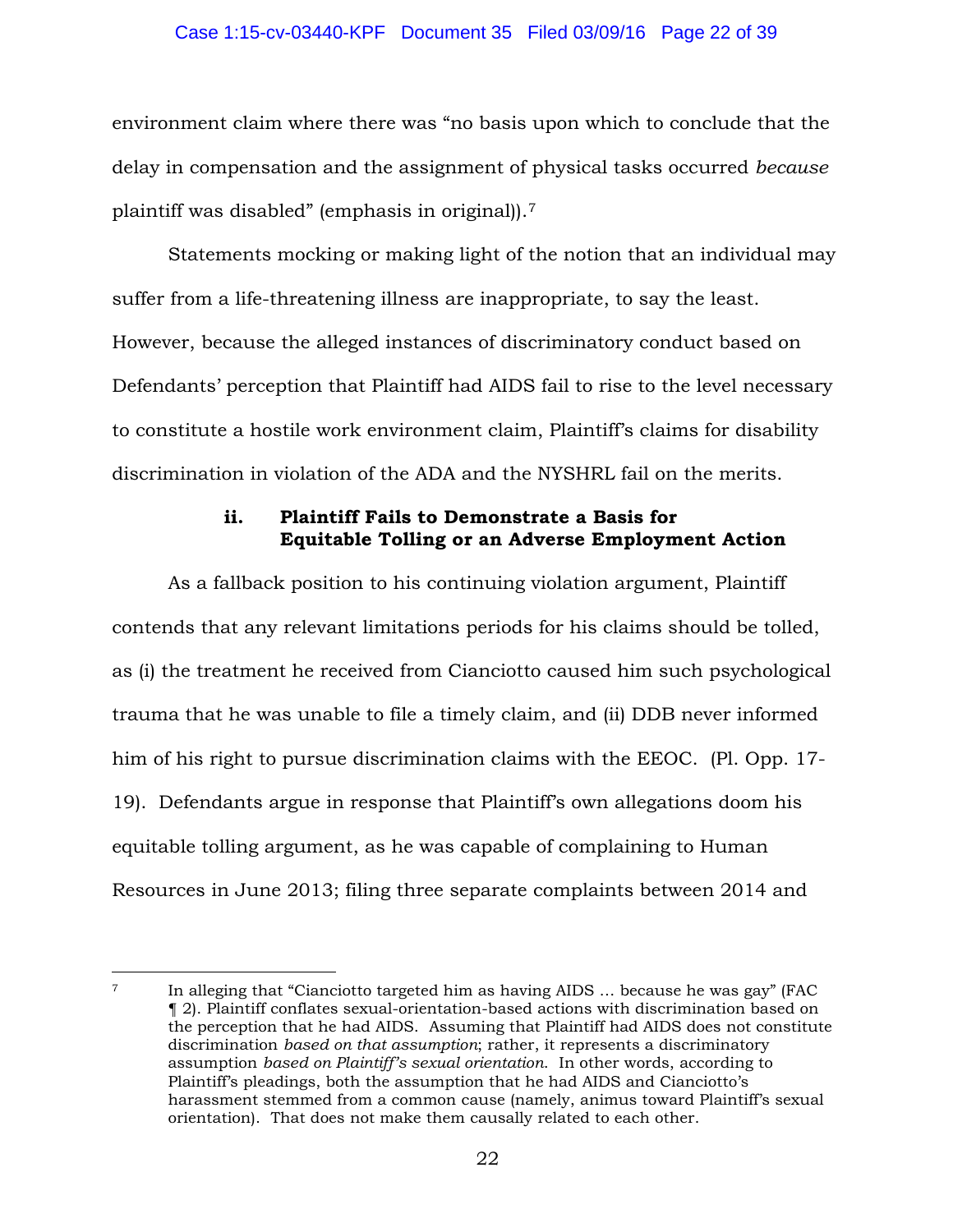environment claim where there was "no basis upon which to conclude that the delay in compensation and the assignment of physical tasks occurred *because* plaintiff was disabled" (emphasis in original)).[7]

Statements mocking or making light of the notion that an individual may suffer from a life-threatening illness are inappropriate, to say the least. However, because the alleged instances of discriminatory conduct based on Defendants' perception that Plaintiff had AIDS fail to rise to the level necessary to constitute a hostile work environment claim, Plaintiff's claims for disability discrimination in violation of the ADA and the NYSHRL fail on the merits.

#### ii. Plaintiff Fails to Demonstrate a Basis for Equitable Tolling or an Adverse Employment Action

As a fallback position to his continuing violation argument, Plaintiff contends that any relevant limitations periods for his claims should be tolled, as (i) the treatment he received from Cianciotto caused him such psychological trauma that he was unable to file a timely claim, and (ii) DDB never informed him of his right to pursue discrimination claims with the EEOC. (Pl. Opp. 17-19). Defendants argue in response that Plaintiff's own allegations doom his equitable tolling argument, as he was capable of complaining to Human Resources in June 2013; filing three separate complaints between 2014 and

---

[7] In alleging that "Cianciotto targeted him as having AIDS … because he was gay" (FAC ¶ 2). Plaintiff conflates sexual-orientation-based actions with discrimination based on the perception that he had AIDS. Assuming that Plaintiff had AIDS does not constitute discrimination *based on that assumption*; rather, it represents a discriminatory assumption *based on Plaintiff's sexual orientation*. In other words, according to Plaintiff's pleadings, both the assumption that he had AIDS and Cianciotto's harassment stemmed from a common cause (namely, animus toward Plaintiff's sexual orientation). That does not make them causally related to each other.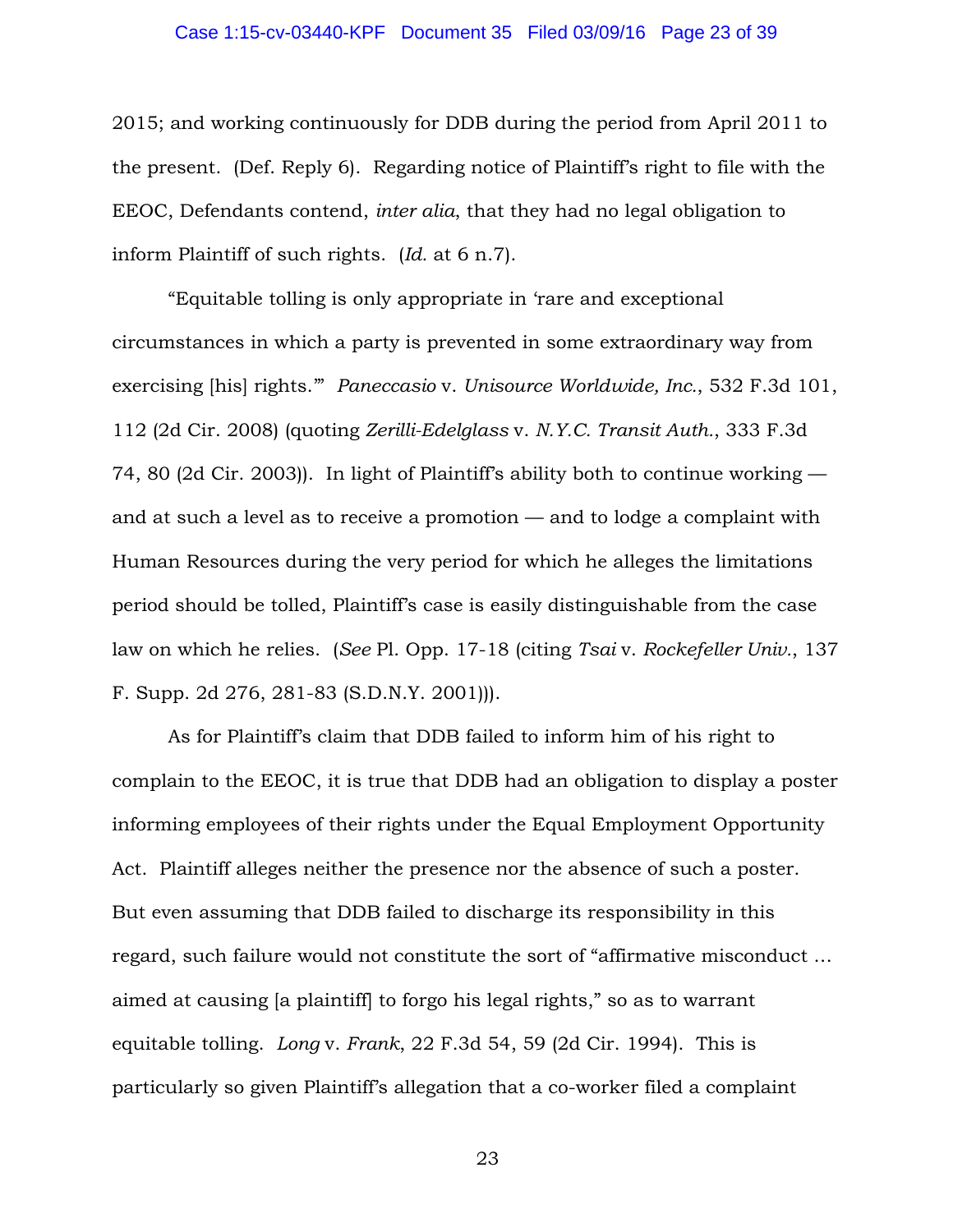2015; and working continuously for DDB during the period from April 2011 to the present. (Def. Reply 6). Regarding notice of Plaintiff's right to file with the EEOC, Defendants contend, *inter alia*, that they had no legal obligation to inform Plaintiff of such rights. (*Id.* at 6 n.7).

"Equitable tolling is only appropriate in 'rare and exceptional circumstances in which a party is prevented in some extraordinary way from exercising [his] rights.'" *Paneccasio* v. *Unisource Worldwide, Inc.*, 532 F.3d 101, 112 (2d Cir. 2008) (quoting *Zerilli-Edelglass* v. *N.Y.C. Transit Auth.*, 333 F.3d 74, 80 (2d Cir. 2003)). In light of Plaintiff's ability both to continue working — and at such a level as to receive a promotion — and to lodge a complaint with Human Resources during the very period for which he alleges the limitations period should be tolled, Plaintiff's case is easily distinguishable from the case law on which he relies. (*See* Pl. Opp. 17-18 (citing *Tsai* v. *Rockefeller Univ.*, 137 F. Supp. 2d 276, 281-83 (S.D.N.Y. 2001))).

As for Plaintiff's claim that DDB failed to inform him of his right to complain to the EEOC, it is true that DDB had an obligation to display a poster informing employees of their rights under the Equal Employment Opportunity Act. Plaintiff alleges neither the presence nor the absence of such a poster. But even assuming that DDB failed to discharge its responsibility in this regard, such failure would not constitute the sort of "affirmative misconduct ... aimed at causing [a plaintiff] to forgo his legal rights," so as to warrant equitable tolling. *Long* v. *Frank*, 22 F.3d 54, 59 (2d Cir. 1994). This is particularly so given Plaintiff's allegation that a co-worker filed a complaint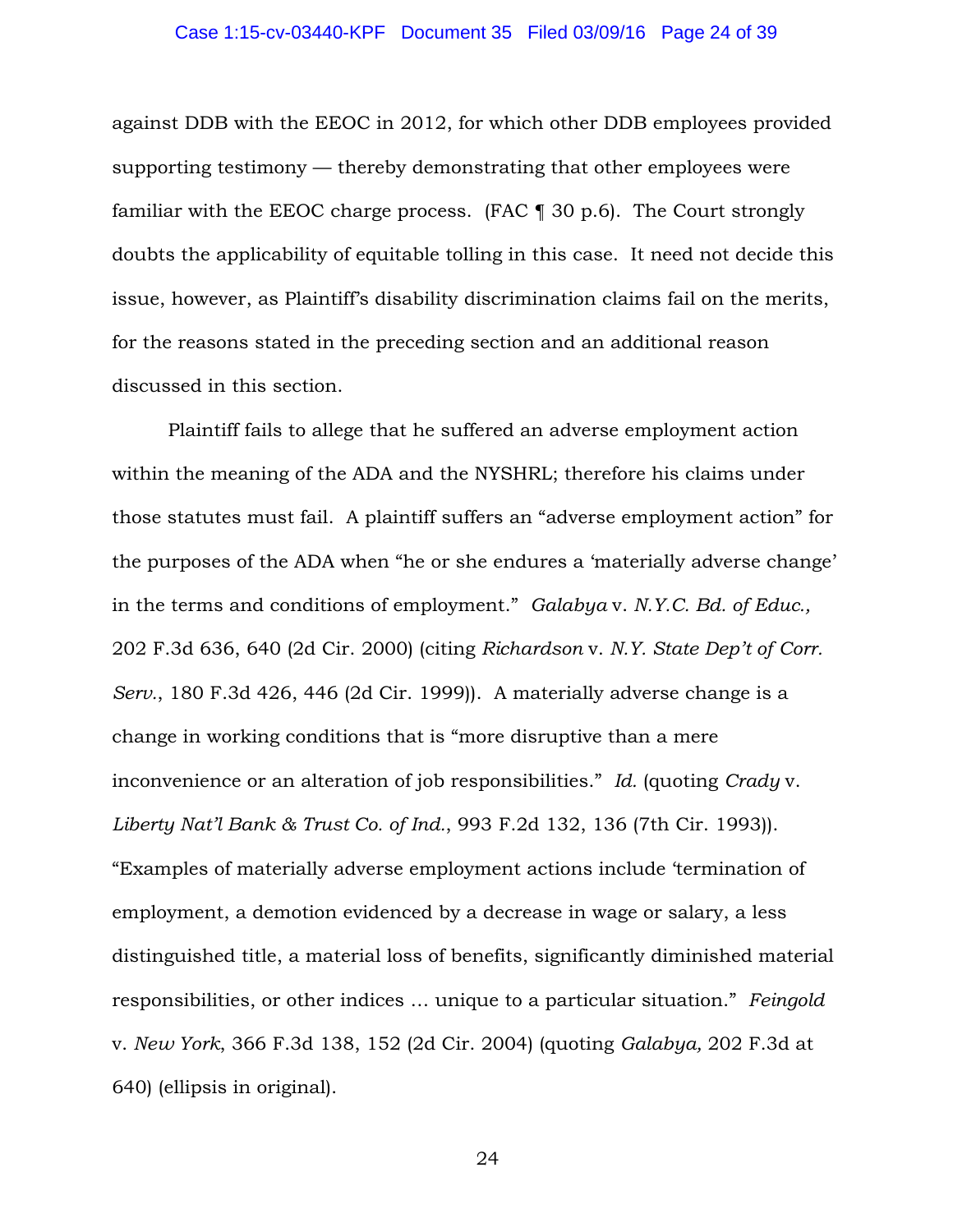against DDB with the EEOC in 2012, for which other DDB employees provided supporting testimony — thereby demonstrating that other employees were familiar with the EEOC charge process. (FAC ¶ 30 p.6). The Court strongly doubts the applicability of equitable tolling in this case. It need not decide this issue, however, as Plaintiff's disability discrimination claims fail on the merits, for the reasons stated in the preceding section and an additional reason discussed in this section.

Plaintiff fails to allege that he suffered an adverse employment action within the meaning of the ADA and the NYSHRL; therefore his claims under those statutes must fail. A plaintiff suffers an "adverse employment action" for the purposes of the ADA when "he or she endures a 'materially adverse change' in the terms and conditions of employment." *Galabya* v. *N.Y.C. Bd. of Educ.,* 202 F.3d 636, 640 (2d Cir. 2000) (citing *Richardson* v. *N.Y. State Dep't of Corr. Serv.*, 180 F.3d 426, 446 (2d Cir. 1999)). A materially adverse change is a change in working conditions that is "more disruptive than a mere inconvenience or an alteration of job responsibilities." *Id.* (quoting *Crady* v. *Liberty Nat'l Bank & Trust Co. of Ind.*, 993 F.2d 132, 136 (7th Cir. 1993)). "Examples of materially adverse employment actions include 'termination of employment, a demotion evidenced by a decrease in wage or salary, a less distinguished title, a material loss of benefits, significantly diminished material responsibilities, or other indices … unique to a particular situation." *Feingold* v. *New York*, 366 F.3d 138, 152 (2d Cir. 2004) (quoting *Galabya,* 202 F.3d at 640) (ellipsis in original).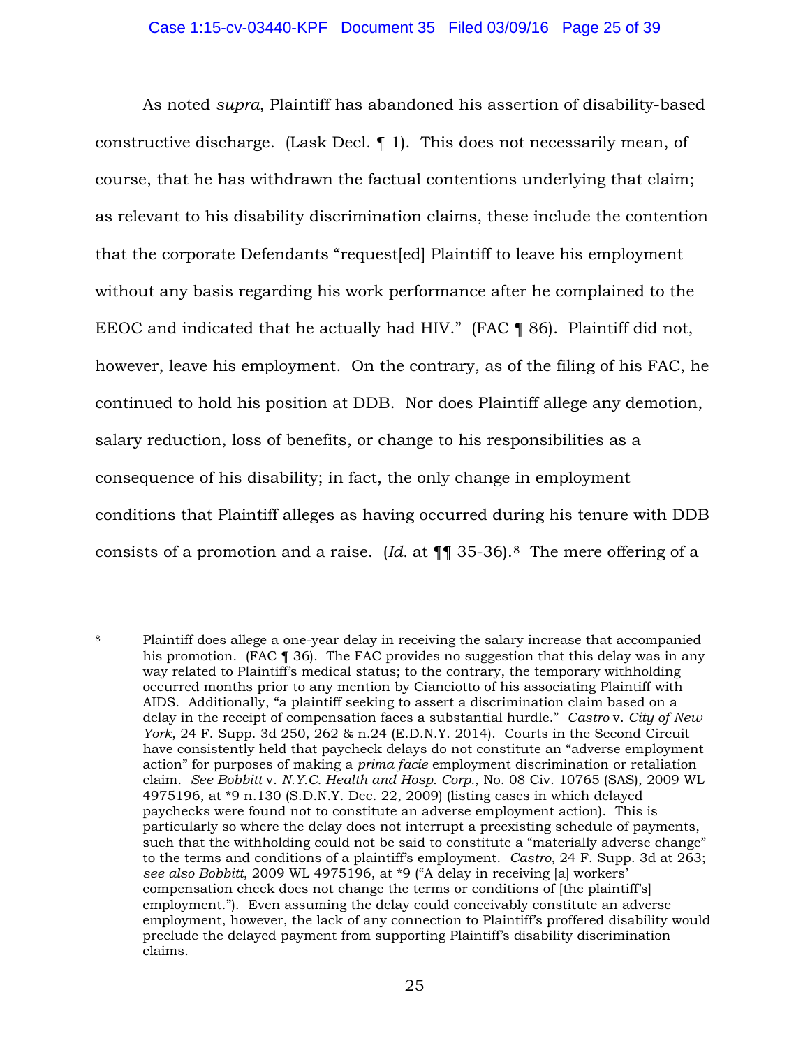As noted *supra*, Plaintiff has abandoned his assertion of disability-based constructive discharge. (Lask Decl. ¶ 1). This does not necessarily mean, of course, that he has withdrawn the factual contentions underlying that claim; as relevant to his disability discrimination claims, these include the contention that the corporate Defendants "request[ed] Plaintiff to leave his employment without any basis regarding his work performance after he complained to the EEOC and indicated that he actually had HIV." (FAC ¶ 86). Plaintiff did not, however, leave his employment. On the contrary, as of the filing of his FAC, he continued to hold his position at DDB. Nor does Plaintiff allege any demotion, salary reduction, loss of benefits, or change to his responsibilities as a consequence of his disability; in fact, the only change in employment conditions that Plaintiff alleges as having occurred during his tenure with DDB consists of a promotion and a raise. (*Id.* at ¶¶ 35-36).[8] The mere offering of a

---

[8] Plaintiff does allege a one-year delay in receiving the salary increase that accompanied his promotion. (FAC ¶ 36). The FAC provides no suggestion that this delay was in any way related to Plaintiff's medical status; to the contrary, the temporary withholding occurred months prior to any mention by Cianciotto of his associating Plaintiff with AIDS. Additionally, "a plaintiff seeking to assert a discrimination claim based on a delay in the receipt of compensation faces a substantial hurdle." *Castro* v. *City of New York*, 24 F. Supp. 3d 250, 262 & n.24 (E.D.N.Y. 2014). Courts in the Second Circuit have consistently held that paycheck delays do not constitute an "adverse employment action" for purposes of making a *prima facie* employment discrimination or retaliation claim. *See Bobbitt* v. *N.Y.C. Health and Hosp. Corp.*, No. 08 Civ. 10765 (SAS), 2009 WL 4975196, at *9 n.130 (S.D.N.Y. Dec. 22, 2009) (listing cases in which delayed paychecks were found not to constitute an adverse employment action). This is particularly so where the delay does not interrupt a preexisting schedule of payments, such that the withholding could not be said to constitute a "materially adverse change" to the terms and conditions of a plaintiff's employment. *Castro*, 24 F. Supp. 3d at 263; *see also Bobbitt*, 2009 WL 4975196, at *9 ("A delay in receiving [a] workers' compensation check does not change the terms or conditions of [the plaintiff's] employment."). Even assuming the delay could conceivably constitute an adverse employment, however, the lack of any connection to Plaintiff's proffered disability would preclude the delayed payment from supporting Plaintiff's disability discrimination claims.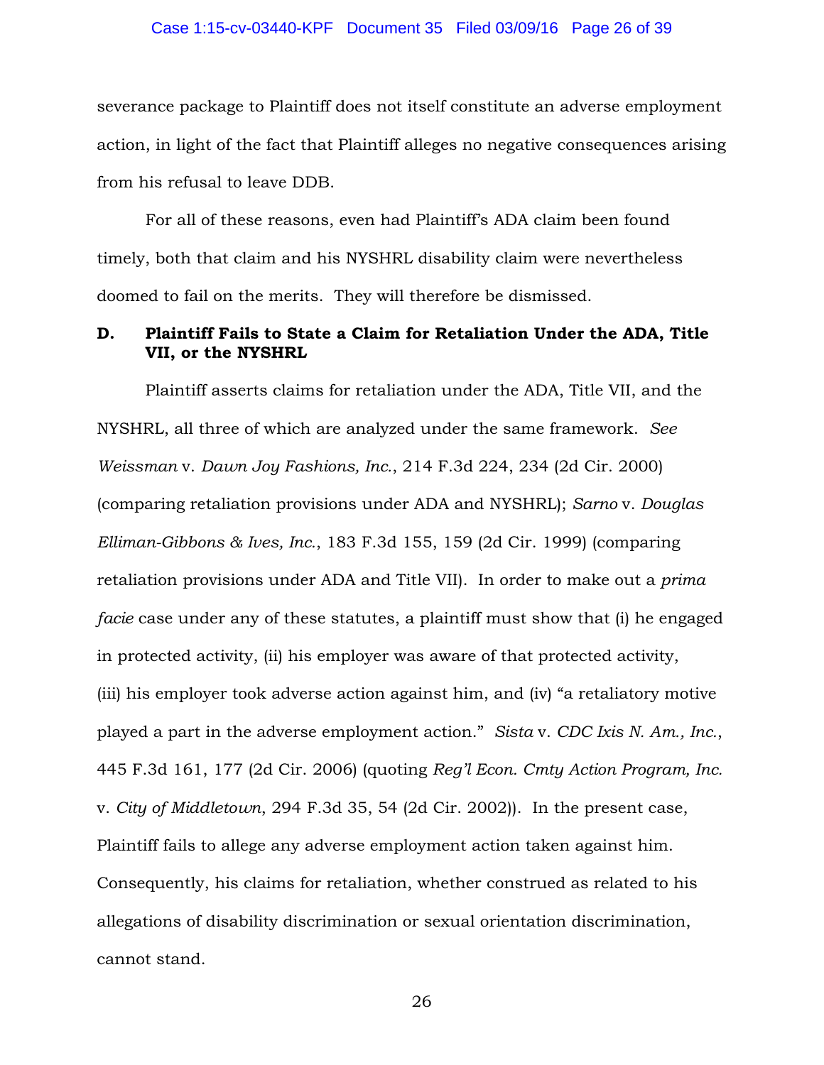severance package to Plaintiff does not itself constitute an adverse employment action, in light of the fact that Plaintiff alleges no negative consequences arising from his refusal to leave DDB.

For all of these reasons, even had Plaintiff's ADA claim been found timely, both that claim and his NYSHRL disability claim were nevertheless doomed to fail on the merits. They will therefore be dismissed.

### D. Plaintiff Fails to State a Claim for Retaliation Under the ADA, Title VII, or the NYSHRL

Plaintiff asserts claims for retaliation under the ADA, Title VII, and the NYSHRL, all three of which are analyzed under the same framework. *See Weissman* v. *Dawn Joy Fashions, Inc.*, 214 F.3d 224, 234 (2d Cir. 2000) (comparing retaliation provisions under ADA and NYSHRL); *Sarno* v. *Douglas Elliman-Gibbons & Ives, Inc.*, 183 F.3d 155, 159 (2d Cir. 1999) (comparing retaliation provisions under ADA and Title VII). In order to make out a *prima facie* case under any of these statutes, a plaintiff must show that (i) he engaged in protected activity, (ii) his employer was aware of that protected activity, (iii) his employer took adverse action against him, and (iv) "a retaliatory motive played a part in the adverse employment action." *Sista* v. *CDC Ixis N. Am., Inc.*, 445 F.3d 161, 177 (2d Cir. 2006) (quoting *Reg'l Econ. Cmty Action Program, Inc.* v. *City of Middletown*, 294 F.3d 35, 54 (2d Cir. 2002)). In the present case, Plaintiff fails to allege any adverse employment action taken against him. Consequently, his claims for retaliation, whether construed as related to his allegations of disability discrimination or sexual orientation discrimination, cannot stand.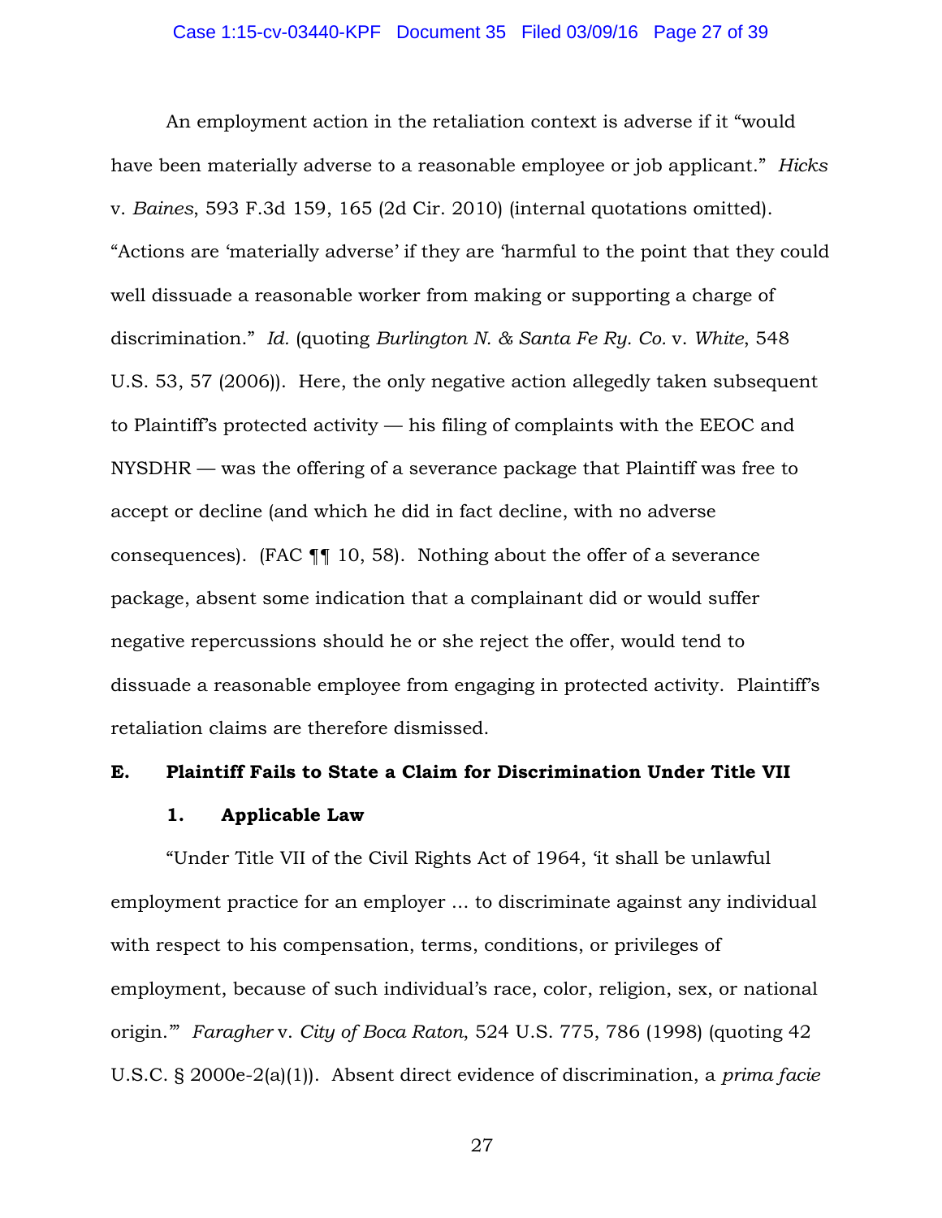An employment action in the retaliation context is adverse if it "would have been materially adverse to a reasonable employee or job applicant." *Hicks* v. *Baines*, 593 F.3d 159, 165 (2d Cir. 2010) (internal quotations omitted). "Actions are 'materially adverse' if they are 'harmful to the point that they could well dissuade a reasonable worker from making or supporting a charge of discrimination." *Id.* (quoting *Burlington N. & Santa Fe Ry. Co.* v. *White*, 548 U.S. 53, 57 (2006)). Here, the only negative action allegedly taken subsequent to Plaintiff's protected activity — his filing of complaints with the EEOC and NYSDHR — was the offering of a severance package that Plaintiff was free to accept or decline (and which he did in fact decline, with no adverse consequences). (FAC ¶¶ 10, 58). Nothing about the offer of a severance package, absent some indication that a complainant did or would suffer negative repercussions should he or she reject the offer, would tend to dissuade a reasonable employee from engaging in protected activity. Plaintiff's retaliation claims are therefore dismissed.

### E. Plaintiff Fails to State a Claim for Discrimination Under Title VII

#### 1. Applicable Law

"Under Title VII of the Civil Rights Act of 1964, 'it shall be unlawful employment practice for an employer ... to discriminate against any individual with respect to his compensation, terms, conditions, or privileges of employment, because of such individual's race, color, religion, sex, or national origin.'" *Faragher* v. *City of Boca Raton*, 524 U.S. 775, 786 (1998) (quoting 42 U.S.C. § 2000e-2(a)(1)). Absent direct evidence of discrimination, a *prima facie*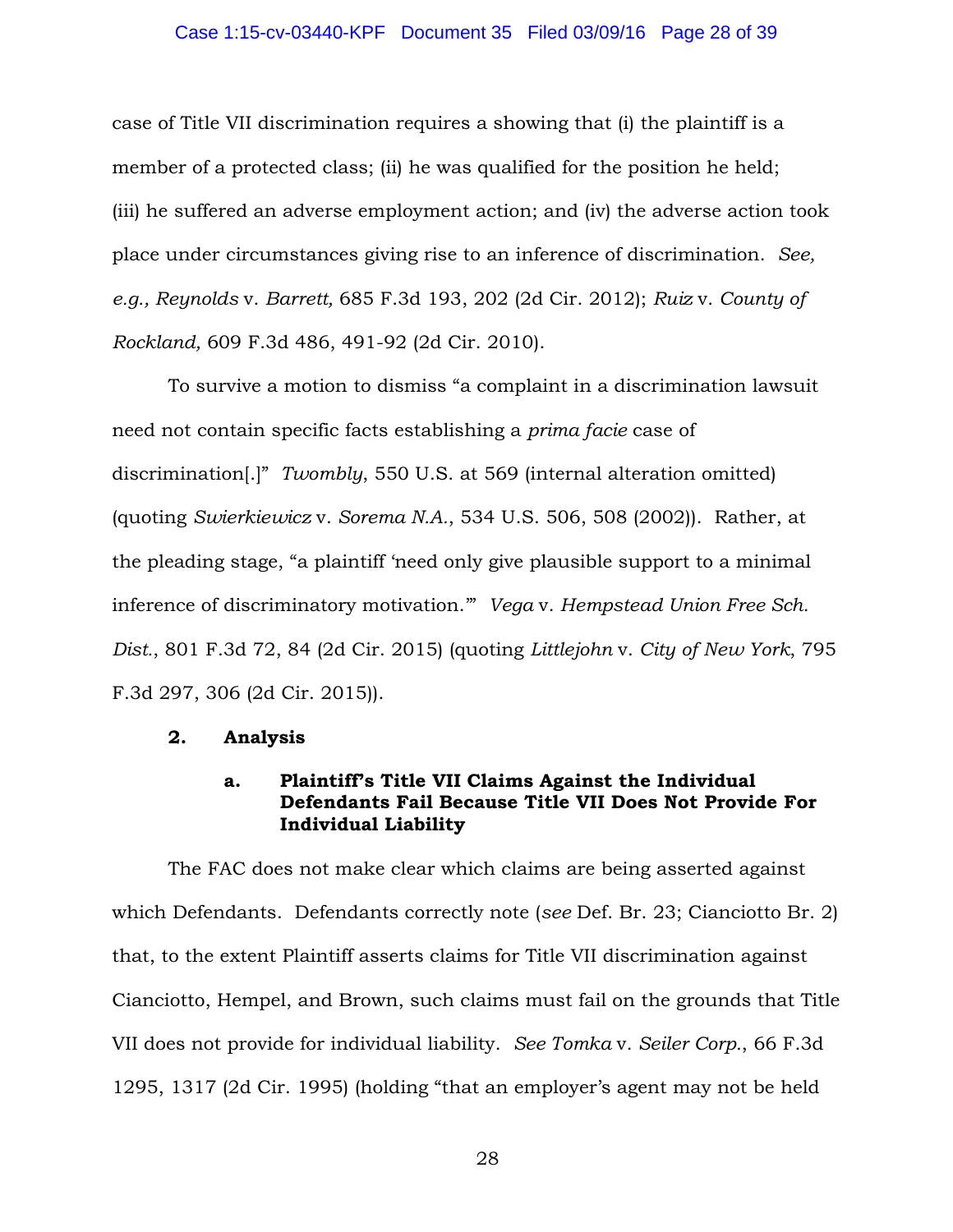case of Title VII discrimination requires a showing that (i) the plaintiff is a member of a protected class; (ii) he was qualified for the position he held; (iii) he suffered an adverse employment action; and (iv) the adverse action took place under circumstances giving rise to an inference of discrimination. *See, e.g., Reynolds* v. *Barrett,* 685 F.3d 193, 202 (2d Cir. 2012); *Ruiz* v. *County of Rockland,* 609 F.3d 486, 491-92 (2d Cir. 2010).

To survive a motion to dismiss "a complaint in a discrimination lawsuit need not contain specific facts establishing a *prima facie* case of discrimination[.]" *Twombly*, 550 U.S. at 569 (internal alteration omitted) (quoting *Swierkiewicz* v. *Sorema N.A.*, 534 U.S. 506, 508 (2002)). Rather, at the pleading stage, "a plaintiff 'need only give plausible support to a minimal inference of discriminatory motivation.'" *Vega* v. *Hempstead Union Free Sch. Dist.*, 801 F.3d 72, 84 (2d Cir. 2015) (quoting *Littlejohn* v. *City of New York*, 795 F.3d 297, 306 (2d Cir. 2015)).

#### 2. Analysis

##### a. Plaintiff's Title VII Claims Against the Individual Defendants Fail Because Title VII Does Not Provide For Individual Liability

The FAC does not make clear which claims are being asserted against which Defendants. Defendants correctly note (*see* Def. Br. 23; Cianciotto Br. 2) that, to the extent Plaintiff asserts claims for Title VII discrimination against Cianciotto, Hempel, and Brown, such claims must fail on the grounds that Title VII does not provide for individual liability. *See Tomka* v. *Seiler Corp.*, 66 F.3d 1295, 1317 (2d Cir. 1995) (holding "that an employer's agent may not be held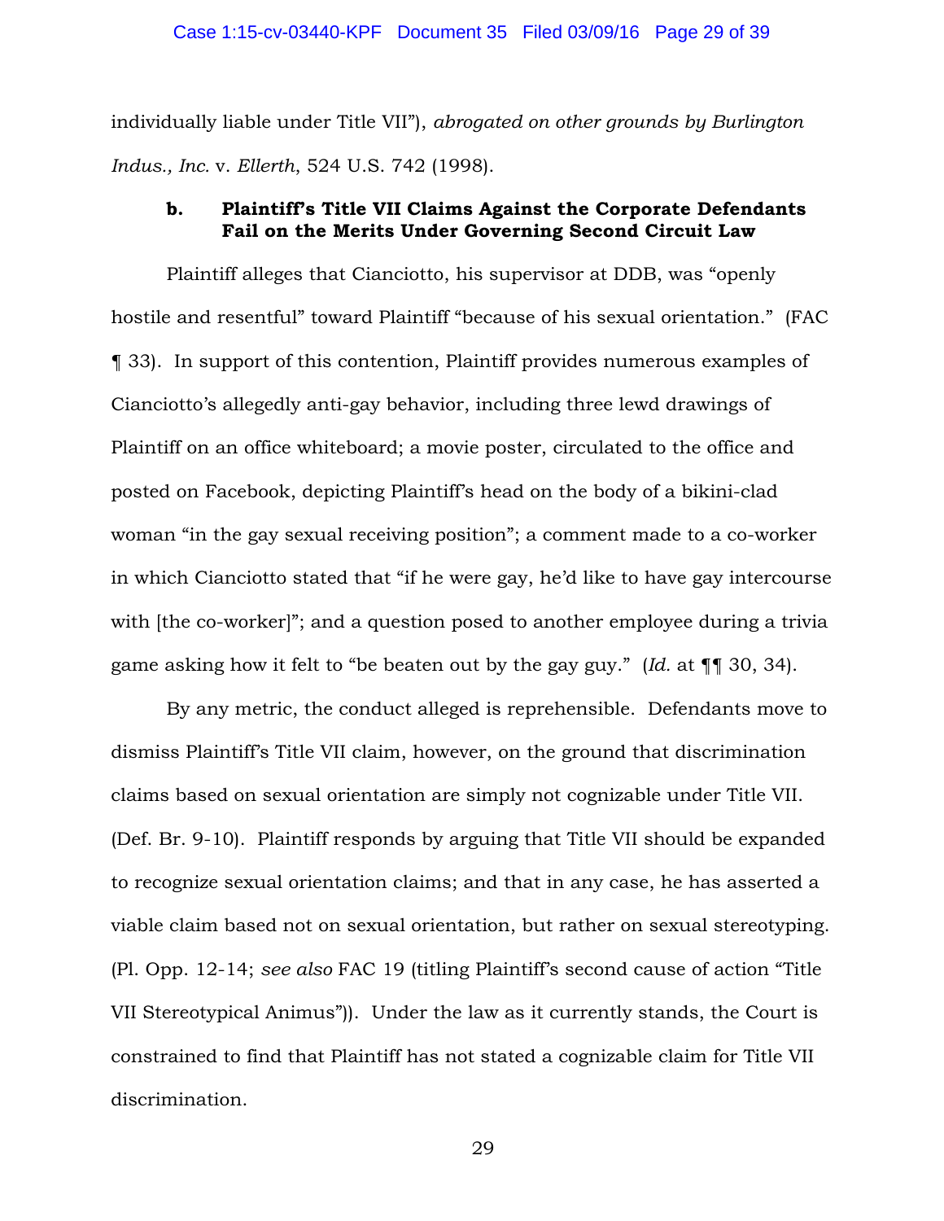individually liable under Title VII"), *abrogated on other grounds by Burlington Indus., Inc.* v. *Ellerth*, 524 U.S. 742 (1998).

**b. Plaintiff's Title VII Claims Against the Corporate Defendants Fail on the Merits Under Governing Second Circuit Law**

Plaintiff alleges that Cianciotto, his supervisor at DDB, was "openly hostile and resentful" toward Plaintiff "because of his sexual orientation." (FAC ¶ 33). In support of this contention, Plaintiff provides numerous examples of Cianciotto's allegedly anti-gay behavior, including three lewd drawings of Plaintiff on an office whiteboard; a movie poster, circulated to the office and posted on Facebook, depicting Plaintiff's head on the body of a bikini-clad woman "in the gay sexual receiving position"; a comment made to a co-worker in which Cianciotto stated that "if he were gay, he'd like to have gay intercourse with [the co-worker]"; and a question posed to another employee during a trivia game asking how it felt to "be beaten out by the gay guy." (*Id.* at ¶¶ 30, 34).

By any metric, the conduct alleged is reprehensible. Defendants move to dismiss Plaintiff's Title VII claim, however, on the ground that discrimination claims based on sexual orientation are simply not cognizable under Title VII. (Def. Br. 9-10). Plaintiff responds by arguing that Title VII should be expanded to recognize sexual orientation claims; and that in any case, he has asserted a viable claim based not on sexual orientation, but rather on sexual stereotyping. (Pl. Opp. 12-14; *see also* FAC 19 (titling Plaintiff's second cause of action "Title VII Stereotypical Animus")). Under the law as it currently stands, the Court is constrained to find that Plaintiff has not stated a cognizable claim for Title VII discrimination.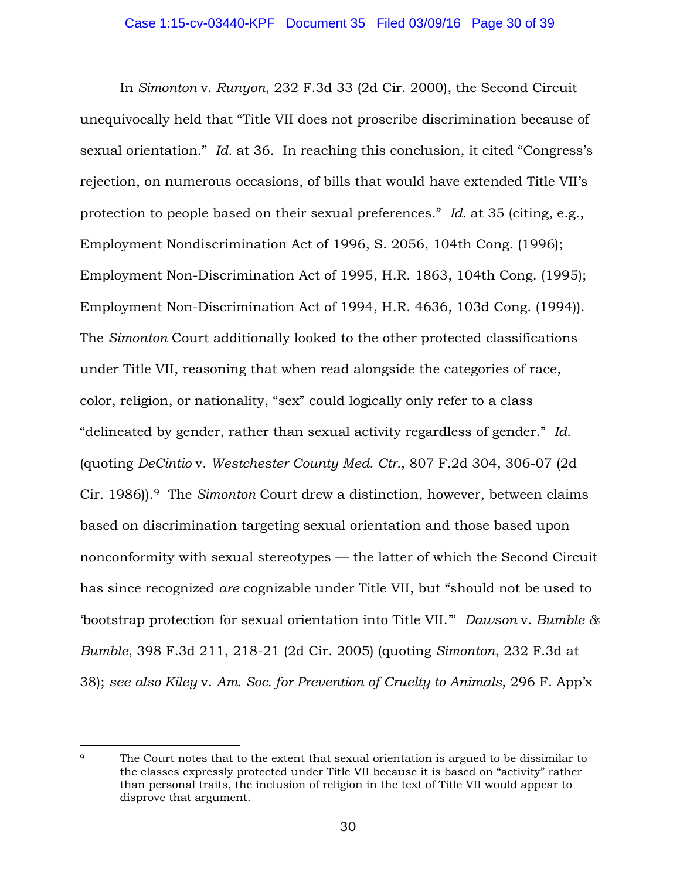In *Simonton* v. *Runyon*, 232 F.3d 33 (2d Cir. 2000), the Second Circuit unequivocally held that "Title VII does not proscribe discrimination because of sexual orientation." *Id.* at 36. In reaching this conclusion, it cited "Congress's rejection, on numerous occasions, of bills that would have extended Title VII's protection to people based on their sexual preferences." *Id.* at 35 (citing, e.g., Employment Nondiscrimination Act of 1996, S. 2056, 104th Cong. (1996); Employment Non-Discrimination Act of 1995, H.R. 1863, 104th Cong. (1995); Employment Non-Discrimination Act of 1994, H.R. 4636, 103d Cong. (1994)). The *Simonton* Court additionally looked to the other protected classifications under Title VII, reasoning that when read alongside the categories of race, color, religion, or nationality, "sex" could logically only refer to a class "delineated by gender, rather than sexual activity regardless of gender." *Id.* (quoting *DeCintio* v. *Westchester County Med. Ctr.*, 807 F.2d 304, 306-07 (2d Cir. 1986)).[9] The *Simonton* Court drew a distinction, however, between claims based on discrimination targeting sexual orientation and those based upon nonconformity with sexual stereotypes — the latter of which the Second Circuit has since recognized *are* cognizable under Title VII, but "should not be used to 'bootstrap protection for sexual orientation into Title VII.'" *Dawson* v. *Bumble & Bumble*, 398 F.3d 211, 218-21 (2d Cir. 2005) (quoting *Simonton*, 232 F.3d at 38); *see also Kiley* v. *Am. Soc. for Prevention of Cruelty to Animals*, 296 F. App'x

---

[9] The Court notes that to the extent that sexual orientation is argued to be dissimilar to the classes expressly protected under Title VII because it is based on "activity" rather than personal traits, the inclusion of religion in the text of Title VII would appear to disprove that argument.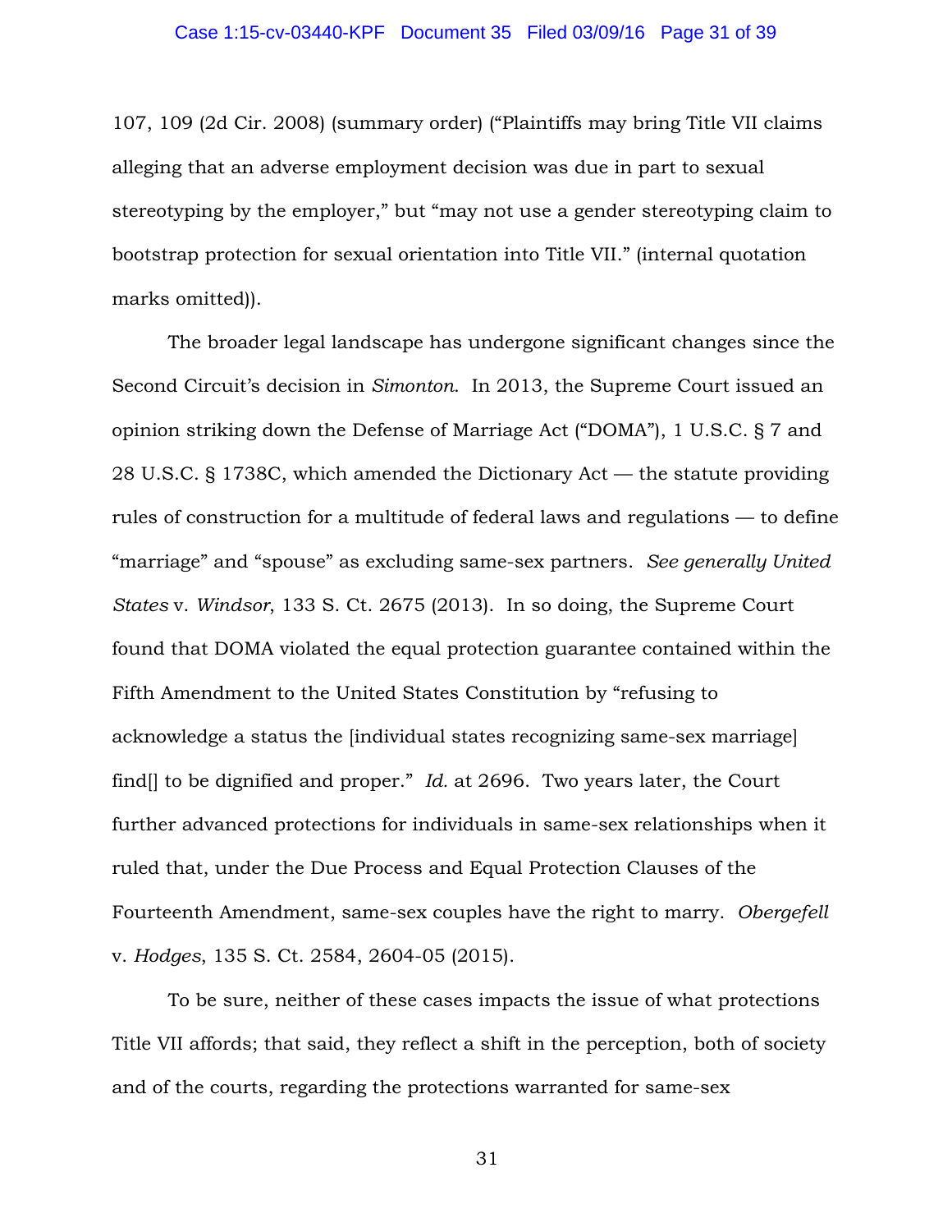107, 109 (2d Cir. 2008) (summary order) ("Plaintiffs may bring Title VII claims alleging that an adverse employment decision was due in part to sexual stereotyping by the employer," but "may not use a gender stereotyping claim to bootstrap protection for sexual orientation into Title VII." (internal quotation marks omitted)).

The broader legal landscape has undergone significant changes since the Second Circuit's decision in *Simonton*. In 2013, the Supreme Court issued an opinion striking down the Defense of Marriage Act ("DOMA"), 1 U.S.C. § 7 and 28 U.S.C. § 1738C, which amended the Dictionary Act — the statute providing rules of construction for a multitude of federal laws and regulations — to define "marriage" and "spouse" as excluding same-sex partners. *See generally United States* v. *Windsor*, 133 S. Ct. 2675 (2013). In so doing, the Supreme Court found that DOMA violated the equal protection guarantee contained within the Fifth Amendment to the United States Constitution by "refusing to acknowledge a status the [individual states recognizing same-sex marriage] find[] to be dignified and proper." *Id.* at 2696. Two years later, the Court further advanced protections for individuals in same-sex relationships when it ruled that, under the Due Process and Equal Protection Clauses of the Fourteenth Amendment, same-sex couples have the right to marry. *Obergefell* v. *Hodges*, 135 S. Ct. 2584, 2604-05 (2015).

To be sure, neither of these cases impacts the issue of what protections Title VII affords; that said, they reflect a shift in the perception, both of society and of the courts, regarding the protections warranted for same-sex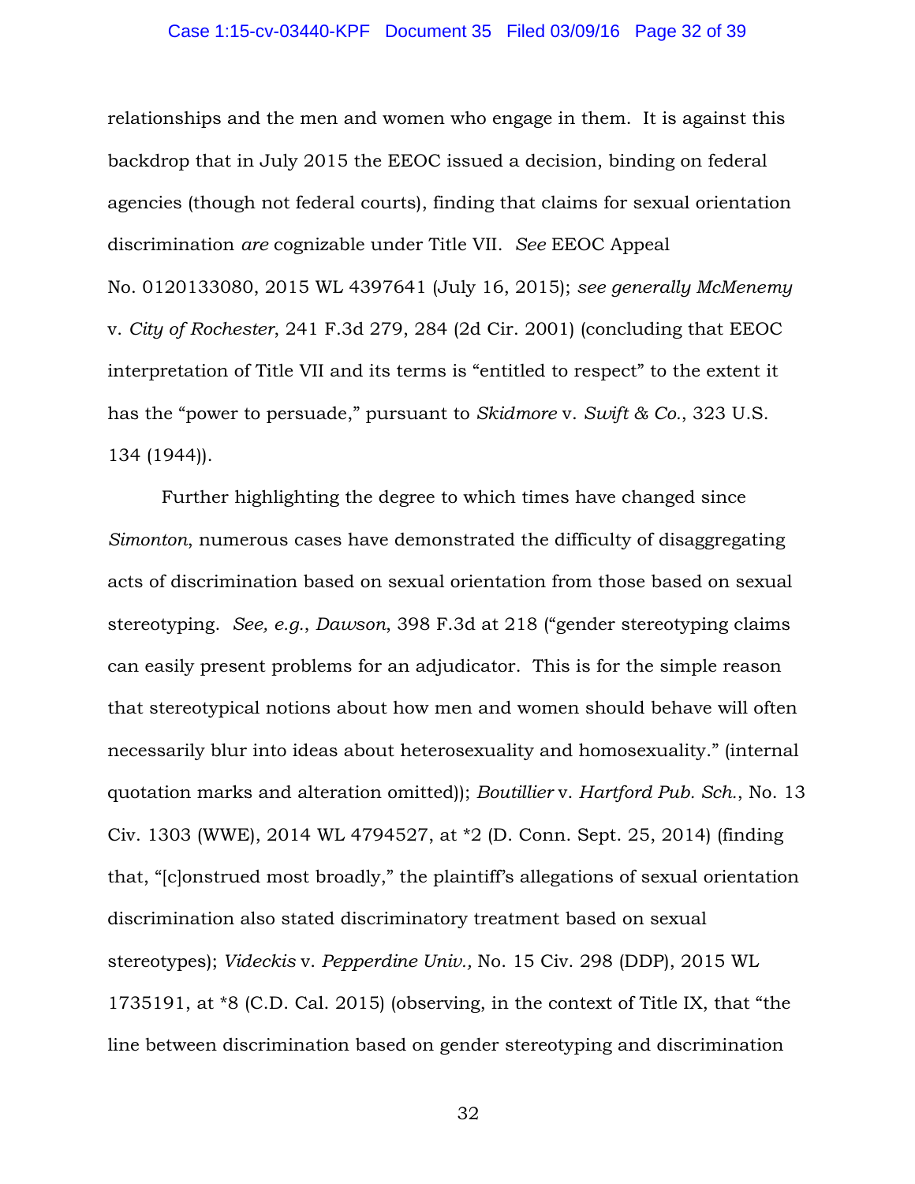relationships and the men and women who engage in them. It is against this backdrop that in July 2015 the EEOC issued a decision, binding on federal agencies (though not federal courts), finding that claims for sexual orientation discrimination *are* cognizable under Title VII. *See* EEOC Appeal No. 0120133080, 2015 WL 4397641 (July 16, 2015); *see generally McMenemy* v. *City of Rochester*, 241 F.3d 279, 284 (2d Cir. 2001) (concluding that EEOC interpretation of Title VII and its terms is "entitled to respect" to the extent it has the "power to persuade," pursuant to *Skidmore* v. *Swift & Co.*, 323 U.S. 134 (1944)).

Further highlighting the degree to which times have changed since *Simonton*, numerous cases have demonstrated the difficulty of disaggregating acts of discrimination based on sexual orientation from those based on sexual stereotyping. *See, e.g.*, *Dawson*, 398 F.3d at 218 ("gender stereotyping claims can easily present problems for an adjudicator. This is for the simple reason that stereotypical notions about how men and women should behave will often necessarily blur into ideas about heterosexuality and homosexuality." (internal quotation marks and alteration omitted)); *Boutillier* v. *Hartford Pub. Sch.*, No. 13 Civ. 1303 (WWE), 2014 WL 4794527, at *2 (D. Conn. Sept. 25, 2014) (finding that, "[c]onstrued most broadly," the plaintiff's allegations of sexual orientation discrimination also stated discriminatory treatment based on sexual stereotypes); *Videckis* v. *Pepperdine Univ.,* No. 15 Civ. 298 (DDP), 2015 WL 1735191, at *8 (C.D. Cal. 2015) (observing, in the context of Title IX, that "the line between discrimination based on gender stereotyping and discrimination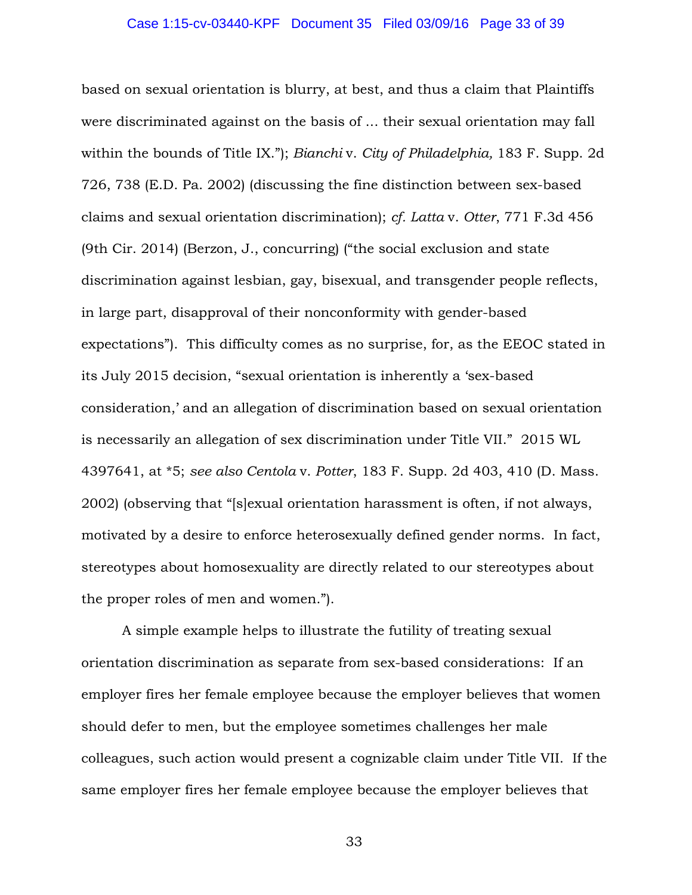based on sexual orientation is blurry, at best, and thus a claim that Plaintiffs were discriminated against on the basis of ... their sexual orientation may fall within the bounds of Title IX."); *Bianchi* v. *City of Philadelphia,* 183 F. Supp. 2d 726, 738 (E.D. Pa. 2002) (discussing the fine distinction between sex-based claims and sexual orientation discrimination); *cf. Latta* v. *Otter*, 771 F.3d 456 (9th Cir. 2014) (Berzon, J., concurring) ("the social exclusion and state discrimination against lesbian, gay, bisexual, and transgender people reflects, in large part, disapproval of their nonconformity with gender-based expectations"). This difficulty comes as no surprise, for, as the EEOC stated in its July 2015 decision, "sexual orientation is inherently a 'sex-based consideration,' and an allegation of discrimination based on sexual orientation is necessarily an allegation of sex discrimination under Title VII." 2015 WL 4397641, at *5; *see also Centola* v. *Potter*, 183 F. Supp. 2d 403, 410 (D. Mass. 2002) (observing that "[s]exual orientation harassment is often, if not always, motivated by a desire to enforce heterosexually defined gender norms. In fact, stereotypes about homosexuality are directly related to our stereotypes about the proper roles of men and women.").

A simple example helps to illustrate the futility of treating sexual orientation discrimination as separate from sex-based considerations: If an employer fires her female employee because the employer believes that women should defer to men, but the employee sometimes challenges her male colleagues, such action would present a cognizable claim under Title VII. If the same employer fires her female employee because the employer believes that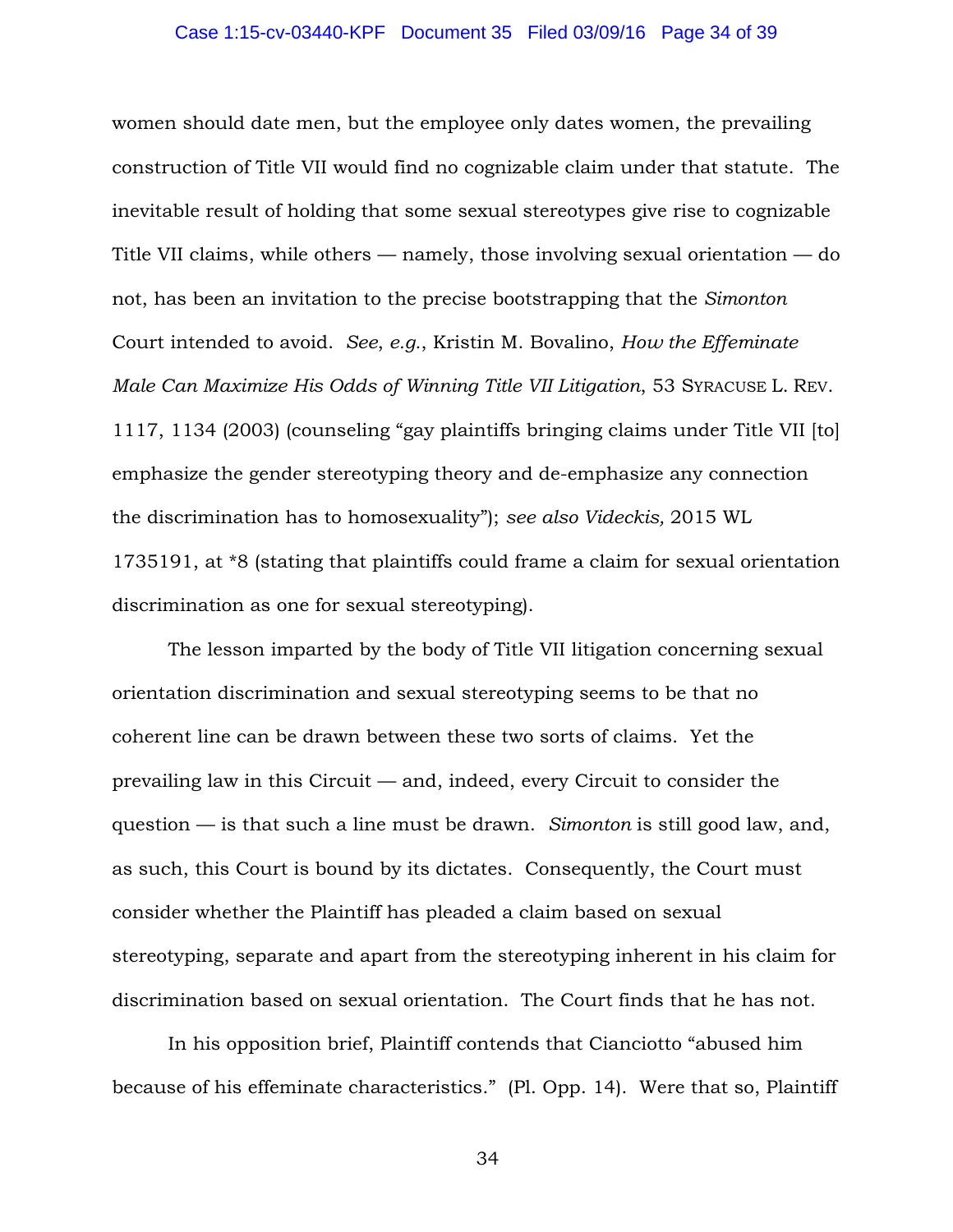women should date men, but the employee only dates women, the prevailing construction of Title VII would find no cognizable claim under that statute. The inevitable result of holding that some sexual stereotypes give rise to cognizable Title VII claims, while others — namely, those involving sexual orientation — do not, has been an invitation to the precise bootstrapping that the *Simonton* Court intended to avoid. *See*, *e.g.*, Kristin M. Bovalino, *How the Effeminate Male Can Maximize His Odds of Winning Title VII Litigation*, 53 SYRACUSE L. REV. 1117, 1134 (2003) (counseling "gay plaintiffs bringing claims under Title VII [to] emphasize the gender stereotyping theory and de-emphasize any connection the discrimination has to homosexuality"); *see also Videckis,* 2015 WL 1735191, at *8 (stating that plaintiffs could frame a claim for sexual orientation discrimination as one for sexual stereotyping).

The lesson imparted by the body of Title VII litigation concerning sexual orientation discrimination and sexual stereotyping seems to be that no coherent line can be drawn between these two sorts of claims. Yet the prevailing law in this Circuit — and, indeed, every Circuit to consider the question — is that such a line must be drawn. *Simonton* is still good law, and, as such, this Court is bound by its dictates. Consequently, the Court must consider whether the Plaintiff has pleaded a claim based on sexual stereotyping, separate and apart from the stereotyping inherent in his claim for discrimination based on sexual orientation. The Court finds that he has not.

In his opposition brief, Plaintiff contends that Cianciotto "abused him because of his effeminate characteristics." (Pl. Opp. 14). Were that so, Plaintiff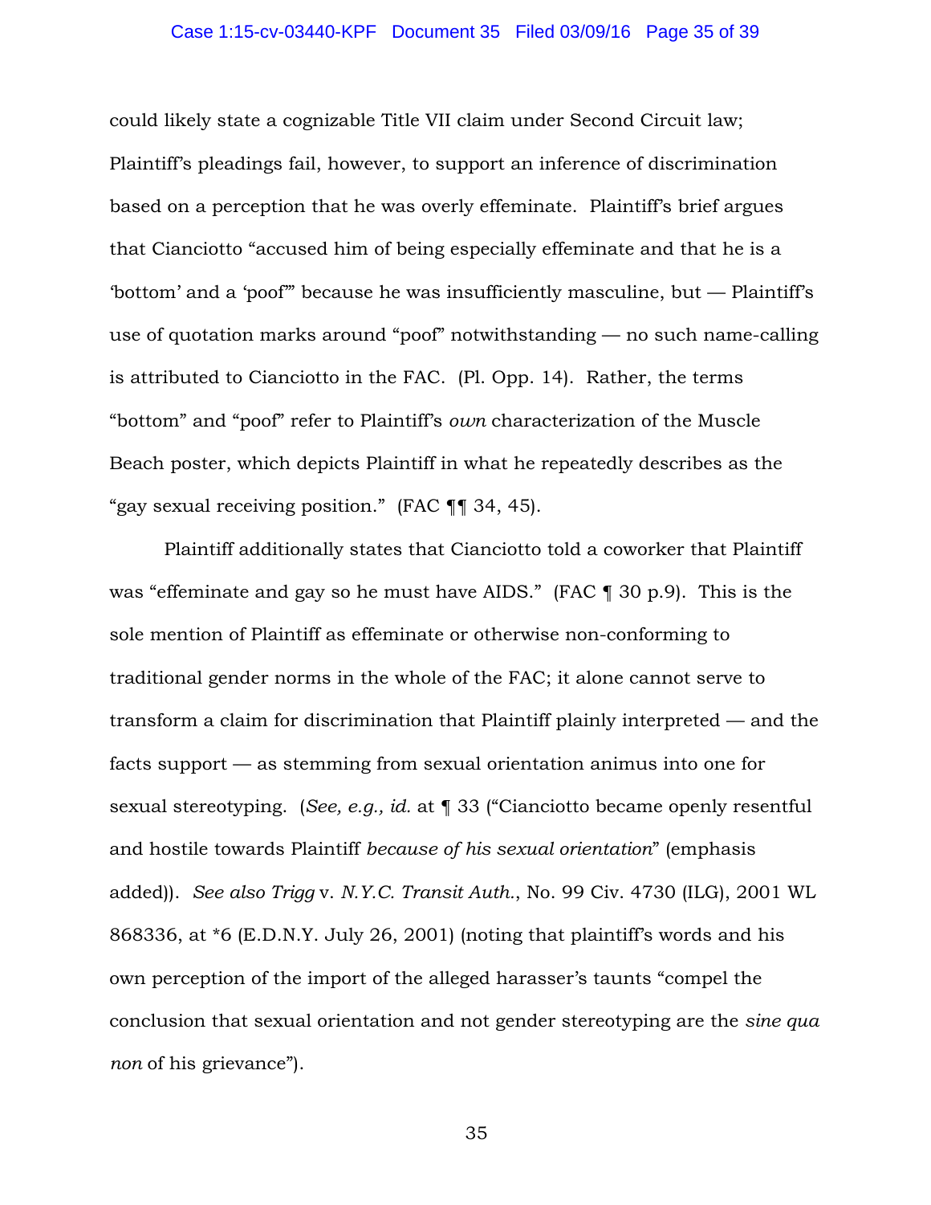could likely state a cognizable Title VII claim under Second Circuit law; Plaintiff's pleadings fail, however, to support an inference of discrimination based on a perception that he was overly effeminate. Plaintiff's brief argues that Cianciotto "accused him of being especially effeminate and that he is a 'bottom' and a 'poof'" because he was insufficiently masculine, but — Plaintiff's use of quotation marks around "poof" notwithstanding — no such name-calling is attributed to Cianciotto in the FAC. (Pl. Opp. 14). Rather, the terms "bottom" and "poof" refer to Plaintiff's *own* characterization of the Muscle Beach poster, which depicts Plaintiff in what he repeatedly describes as the "gay sexual receiving position." (FAC ¶¶ 34, 45).

Plaintiff additionally states that Cianciotto told a coworker that Plaintiff was "effeminate and gay so he must have AIDS." (FAC ¶ 30 p.9). This is the sole mention of Plaintiff as effeminate or otherwise non-conforming to traditional gender norms in the whole of the FAC; it alone cannot serve to transform a claim for discrimination that Plaintiff plainly interpreted — and the facts support — as stemming from sexual orientation animus into one for sexual stereotyping. (*See, e.g., id.* at ¶ 33 ("Cianciotto became openly resentful and hostile towards Plaintiff *because of his sexual orientation*" (emphasis added)). *See also Trigg* v. *N.Y.C. Transit Auth.*, No. 99 Civ. 4730 (ILG), 2001 WL 868336, at *6 (E.D.N.Y. July 26, 2001) (noting that plaintiff's words and his own perception of the import of the alleged harasser's taunts "compel the conclusion that sexual orientation and not gender stereotyping are the *sine qua non* of his grievance").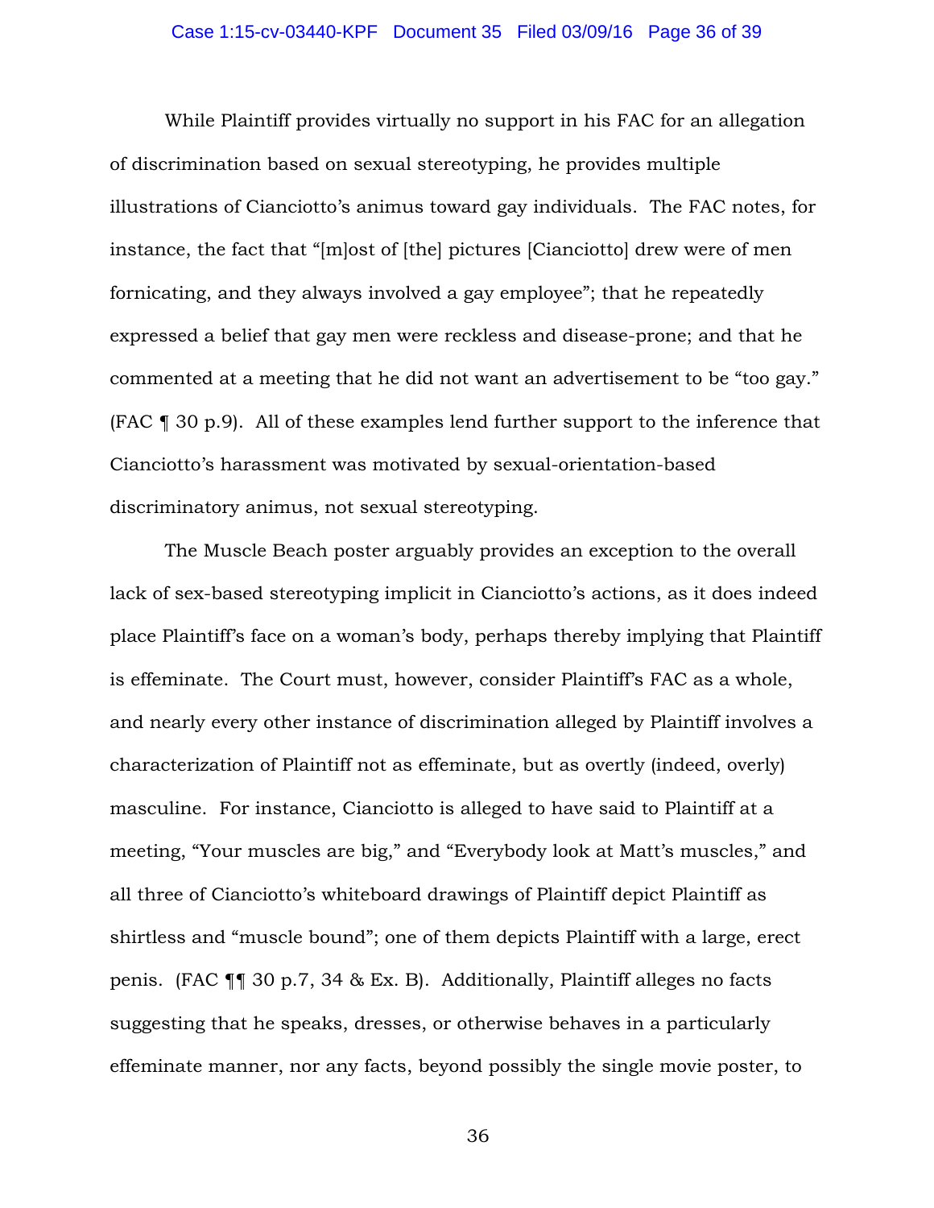While Plaintiff provides virtually no support in his FAC for an allegation of discrimination based on sexual stereotyping, he provides multiple illustrations of Cianciotto's animus toward gay individuals. The FAC notes, for instance, the fact that "[m]ost of [the] pictures [Cianciotto] drew were of men fornicating, and they always involved a gay employee"; that he repeatedly expressed a belief that gay men were reckless and disease-prone; and that he commented at a meeting that he did not want an advertisement to be "too gay." (FAC ¶ 30 p.9). All of these examples lend further support to the inference that Cianciotto's harassment was motivated by sexual-orientation-based discriminatory animus, not sexual stereotyping.

The Muscle Beach poster arguably provides an exception to the overall lack of sex-based stereotyping implicit in Cianciotto's actions, as it does indeed place Plaintiff's face on a woman's body, perhaps thereby implying that Plaintiff is effeminate. The Court must, however, consider Plaintiff's FAC as a whole, and nearly every other instance of discrimination alleged by Plaintiff involves a characterization of Plaintiff not as effeminate, but as overtly (indeed, overly) masculine. For instance, Cianciotto is alleged to have said to Plaintiff at a meeting, "Your muscles are big," and "Everybody look at Matt's muscles," and all three of Cianciotto's whiteboard drawings of Plaintiff depict Plaintiff as shirtless and "muscle bound"; one of them depicts Plaintiff with a large, erect penis. (FAC ¶¶ 30 p.7, 34 & Ex. B). Additionally, Plaintiff alleges no facts suggesting that he speaks, dresses, or otherwise behaves in a particularly effeminate manner, nor any facts, beyond possibly the single movie poster, to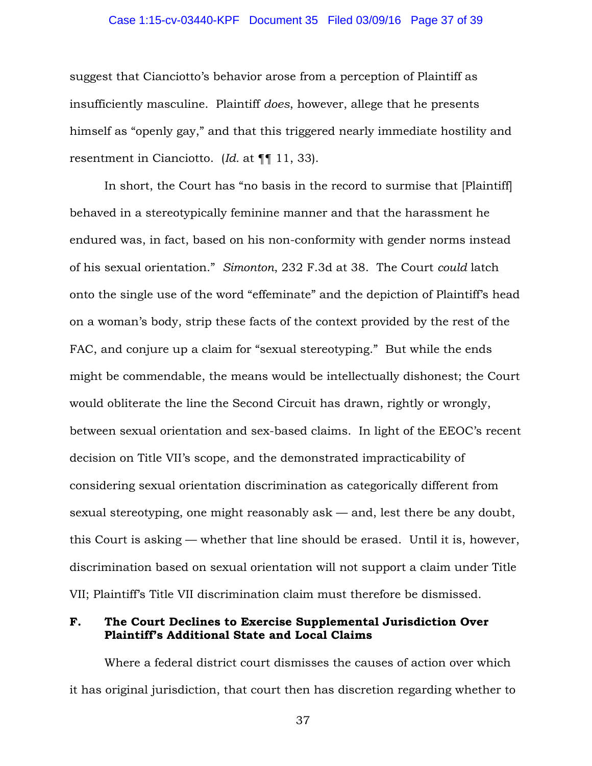suggest that Cianciotto's behavior arose from a perception of Plaintiff as insufficiently masculine. Plaintiff *does*, however, allege that he presents himself as "openly gay," and that this triggered nearly immediate hostility and resentment in Cianciotto. (*Id.* at ¶¶ 11, 33).

In short, the Court has "no basis in the record to surmise that [Plaintiff] behaved in a stereotypically feminine manner and that the harassment he endured was, in fact, based on his non-conformity with gender norms instead of his sexual orientation." *Simonton*, 232 F.3d at 38. The Court *could* latch onto the single use of the word "effeminate" and the depiction of Plaintiff's head on a woman's body, strip these facts of the context provided by the rest of the FAC, and conjure up a claim for "sexual stereotyping." But while the ends might be commendable, the means would be intellectually dishonest; the Court would obliterate the line the Second Circuit has drawn, rightly or wrongly, between sexual orientation and sex-based claims. In light of the EEOC's recent decision on Title VII's scope, and the demonstrated impracticability of considering sexual orientation discrimination as categorically different from sexual stereotyping, one might reasonably ask — and, lest there be any doubt, this Court is asking — whether that line should be erased. Until it is, however, discrimination based on sexual orientation will not support a claim under Title VII; Plaintiff's Title VII discrimination claim must therefore be dismissed.

### F. The Court Declines to Exercise Supplemental Jurisdiction Over Plaintiff's Additional State and Local Claims

Where a federal district court dismisses the causes of action over which it has original jurisdiction, that court then has discretion regarding whether to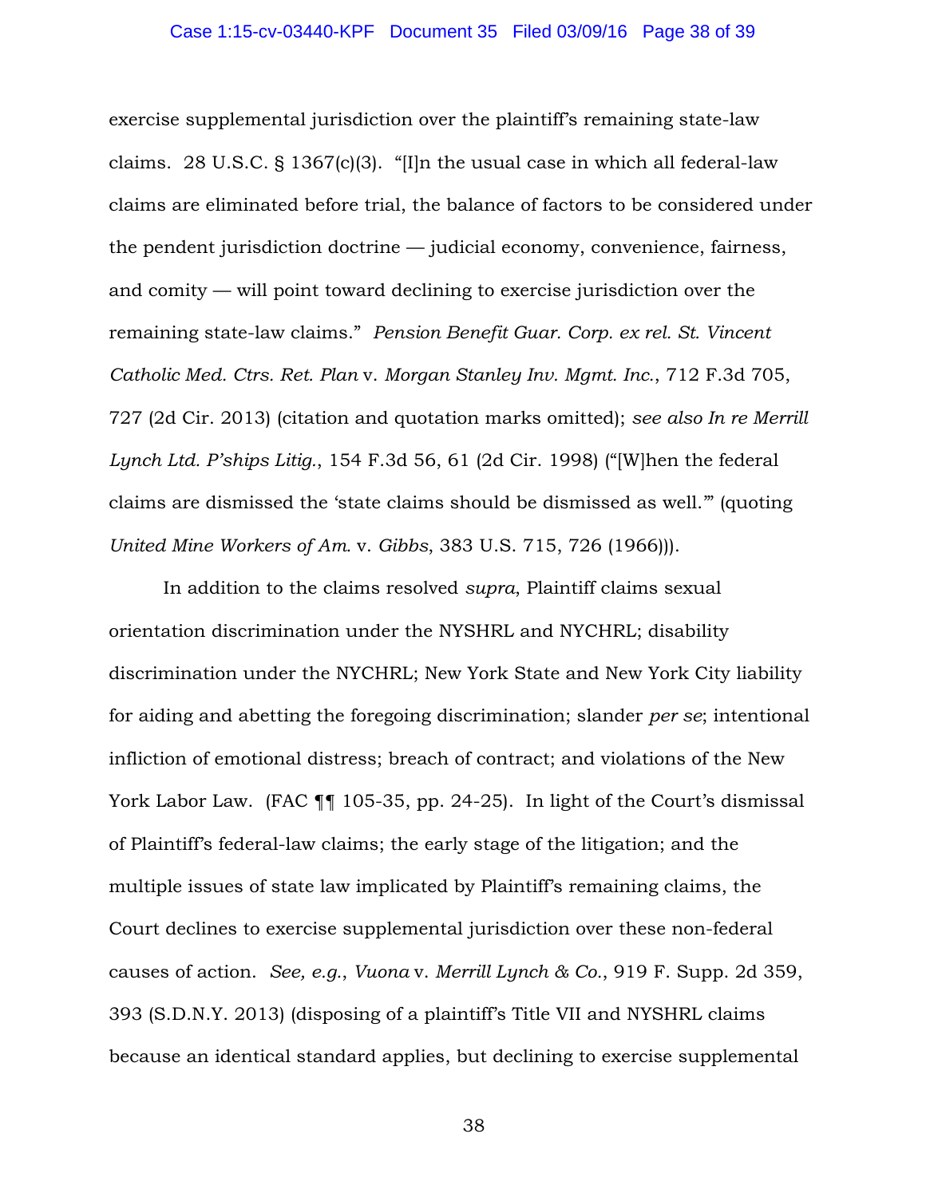exercise supplemental jurisdiction over the plaintiff's remaining state-law claims. 28 U.S.C. § 1367(c)(3). "[I]n the usual case in which all federal-law claims are eliminated before trial, the balance of factors to be considered under the pendent jurisdiction doctrine — judicial economy, convenience, fairness, and comity — will point toward declining to exercise jurisdiction over the remaining state-law claims." *Pension Benefit Guar. Corp. ex rel. St. Vincent Catholic Med. Ctrs. Ret. Plan* v. *Morgan Stanley Inv. Mgmt. Inc.*, 712 F.3d 705, 727 (2d Cir. 2013) (citation and quotation marks omitted); *see also In re Merrill Lynch Ltd. P'ships Litig.*, 154 F.3d 56, 61 (2d Cir. 1998) ("[W]hen the federal claims are dismissed the 'state claims should be dismissed as well.'" (quoting *United Mine Workers of Am.* v. *Gibbs*, 383 U.S. 715, 726 (1966))).

In addition to the claims resolved *supra*, Plaintiff claims sexual orientation discrimination under the NYSHRL and NYCHRL; disability discrimination under the NYCHRL; New York State and New York City liability for aiding and abetting the foregoing discrimination; slander *per se*; intentional infliction of emotional distress; breach of contract; and violations of the New York Labor Law. (FAC ¶¶ 105-35, pp. 24-25). In light of the Court's dismissal of Plaintiff's federal-law claims; the early stage of the litigation; and the multiple issues of state law implicated by Plaintiff's remaining claims, the Court declines to exercise supplemental jurisdiction over these non-federal causes of action. *See, e.g.*, *Vuona* v. *Merrill Lynch & Co.*, 919 F. Supp. 2d 359, 393 (S.D.N.Y. 2013) (disposing of a plaintiff's Title VII and NYSHRL claims because an identical standard applies, but declining to exercise supplemental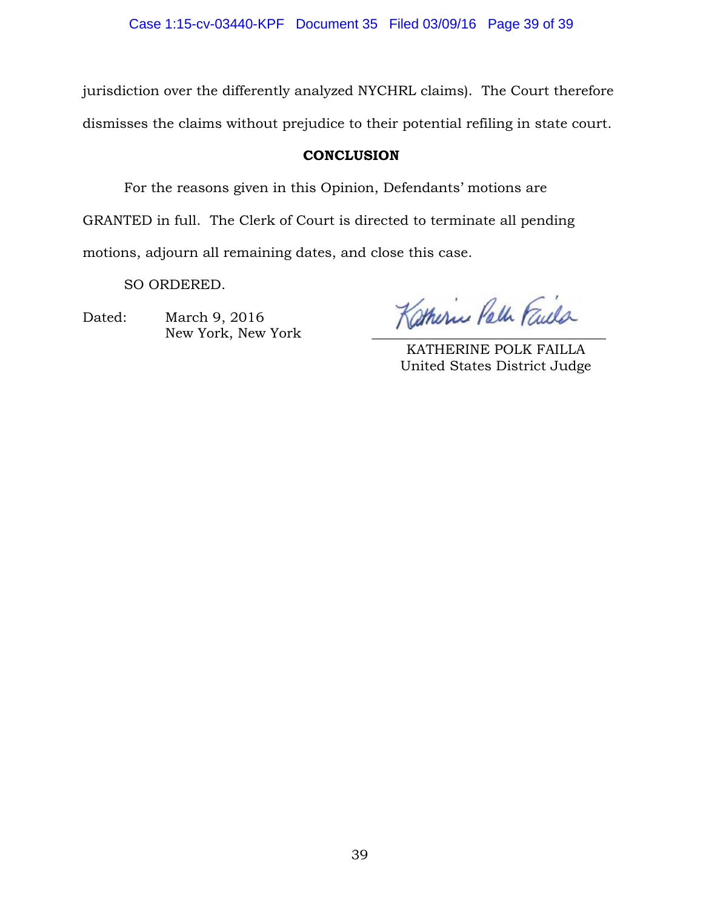jurisdiction over the differently analyzed NYCHRL claims). The Court therefore dismisses the claims without prejudice to their potential refiling in state court.

## CONCLUSION

For the reasons given in this Opinion, Defendants' motions are GRANTED in full. The Clerk of Court is directed to terminate all pending motions, adjourn all remaining dates, and close this case.

SO ORDERED.

Dated: March 9, 2016
New York, New York

KATHERINE POLK FAILLA
United States District Judge